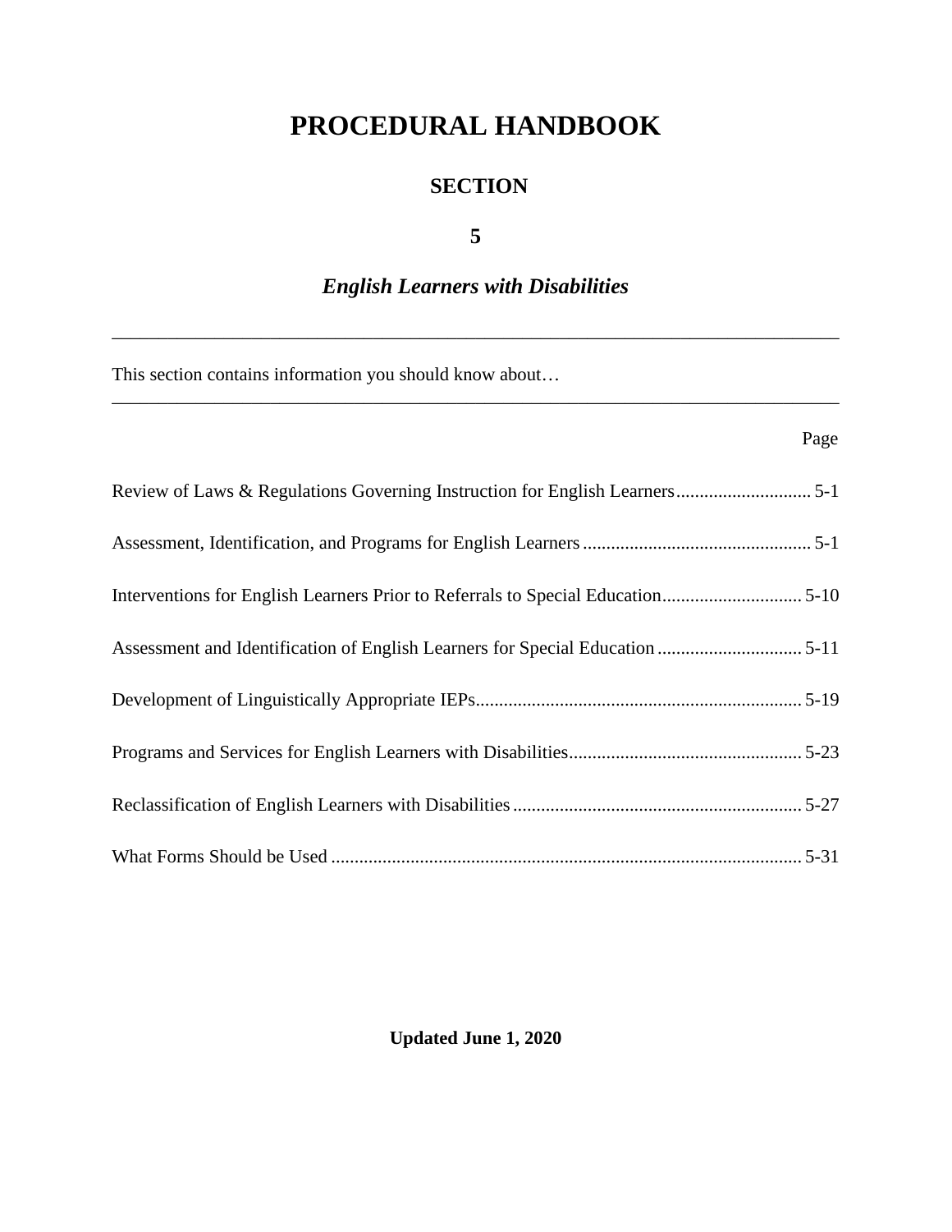# PROCEDURAL HANDBOOK

## SECTION

## 5

## *English Learners with Disabilities*

---

This section contains information you should know about…

---

| | Page |
|---|---|
| Review of Laws & Regulations Governing Instruction for English Learners | 5-1 |
| Assessment, Identification, and Programs for English Learners | 5-1 |
| Interventions for English Learners Prior to Referrals to Special Education | 5-10 |
| Assessment and Identification of English Learners for Special Education | 5-11 |
| Development of Linguistically Appropriate IEPs | 5-19 |
| Programs and Services for English Learners with Disabilities | 5-23 |
| Reclassification of English Learners with Disabilities | 5-27 |
| What Forms Should be Used | 5-31 |

**Updated June 1, 2020**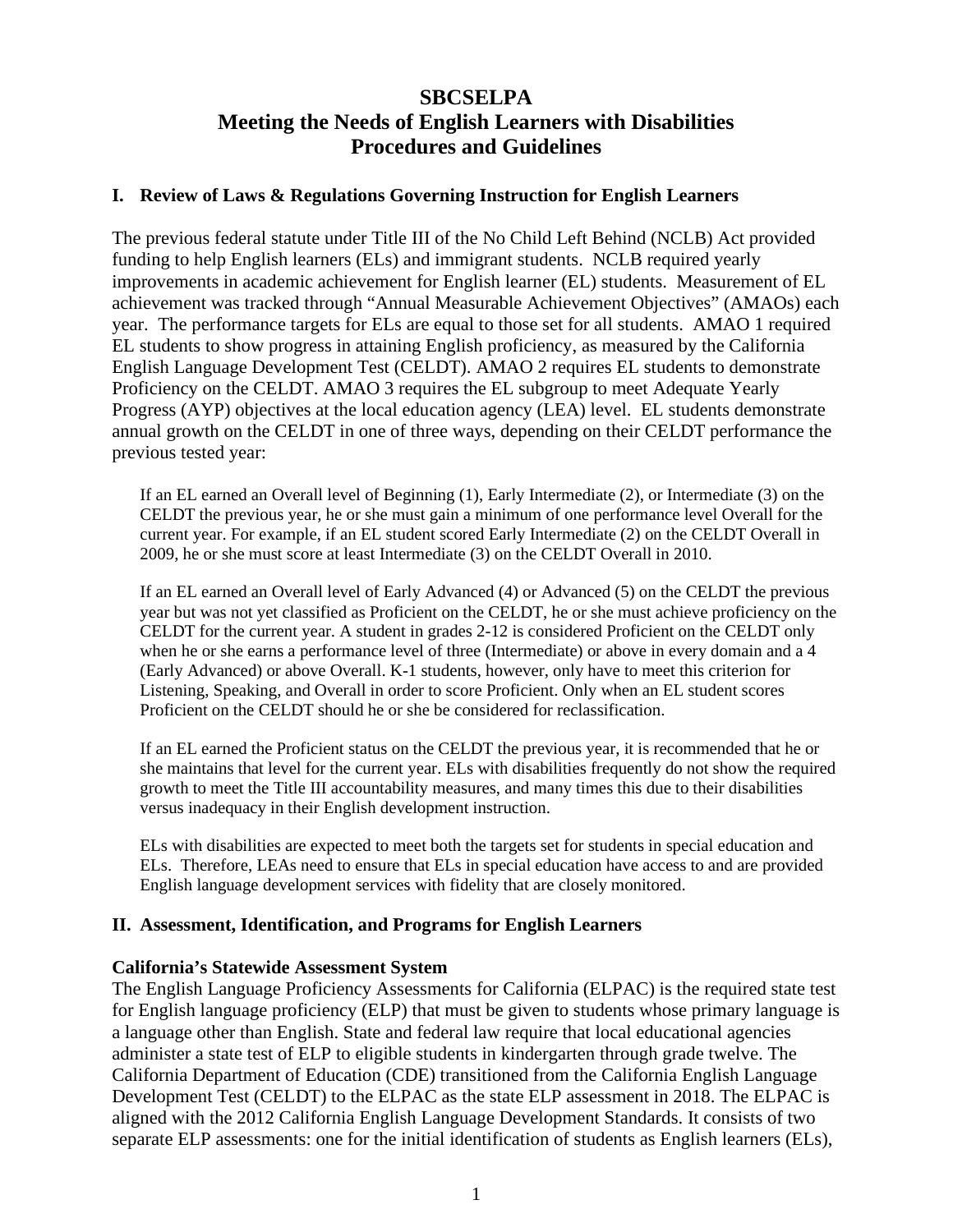# SBCSELPA
# Meeting the Needs of English Learners with Disabilities
# Procedures and Guidelines

## I. Review of Laws & Regulations Governing Instruction for English Learners

The previous federal statute under Title III of the No Child Left Behind (NCLB) Act provided funding to help English learners (ELs) and immigrant students. NCLB required yearly improvements in academic achievement for English learner (EL) students. Measurement of EL achievement was tracked through "Annual Measurable Achievement Objectives" (AMAOs) each year. The performance targets for ELs are equal to those set for all students. AMAO 1 required EL students to show progress in attaining English proficiency, as measured by the California English Language Development Test (CELDT). AMAO 2 requires EL students to demonstrate Proficiency on the CELDT. AMAO 3 requires the EL subgroup to meet Adequate Yearly Progress (AYP) objectives at the local education agency (LEA) level. EL students demonstrate annual growth on the CELDT in one of three ways, depending on their CELDT performance the previous tested year:

> If an EL earned an Overall level of Beginning (1), Early Intermediate (2), or Intermediate (3) on the CELDT the previous year, he or she must gain a minimum of one performance level Overall for the current year. For example, if an EL student scored Early Intermediate (2) on the CELDT Overall in 2009, he or she must score at least Intermediate (3) on the CELDT Overall in 2010.
>
> If an EL earned an Overall level of Early Advanced (4) or Advanced (5) on the CELDT the previous year but was not yet classified as Proficient on the CELDT, he or she must achieve proficiency on the CELDT for the current year. A student in grades 2-12 is considered Proficient on the CELDT only when he or she earns a performance level of three (Intermediate) or above in every domain and a 4 (Early Advanced) or above Overall. K-1 students, however, only have to meet this criterion for Listening, Speaking, and Overall in order to score Proficient. Only when an EL student scores Proficient on the CELDT should he or she be considered for reclassification.
>
> If an EL earned the Proficient status on the CELDT the previous year, it is recommended that he or she maintains that level for the current year. ELs with disabilities frequently do not show the required growth to meet the Title III accountability measures, and many times this due to their disabilities versus inadequacy in their English development instruction.
>
> ELs with disabilities are expected to meet both the targets set for students in special education and ELs. Therefore, LEAs need to ensure that ELs in special education have access to and are provided English language development services with fidelity that are closely monitored.

## II. Assessment, Identification, and Programs for English Learners

### California's Statewide Assessment System

The English Language Proficiency Assessments for California (ELPAC) is the required state test for English language proficiency (ELP) that must be given to students whose primary language is a language other than English. State and federal law require that local educational agencies administer a state test of ELP to eligible students in kindergarten through grade twelve. The California Department of Education (CDE) transitioned from the California English Language Development Test (CELDT) to the ELPAC as the state ELP assessment in 2018. The ELPAC is aligned with the 2012 California English Language Development Standards. It consists of two separate ELP assessments: one for the initial identification of students as English learners (ELs),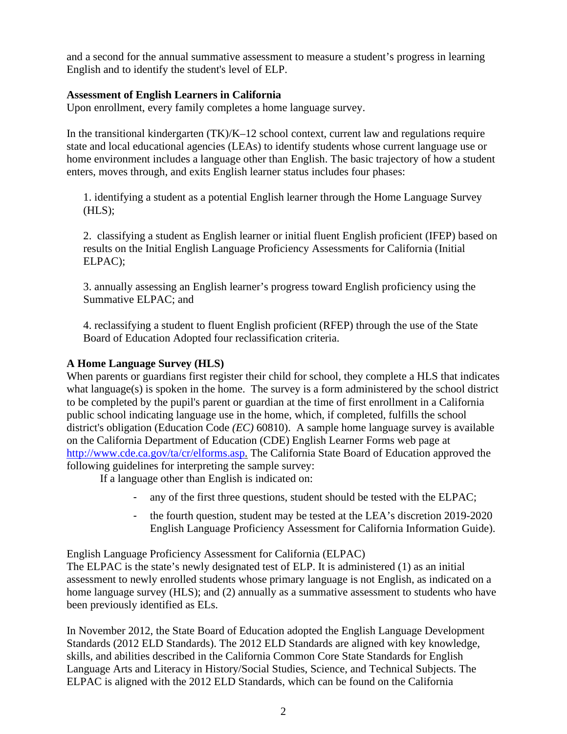and a second for the annual summative assessment to measure a student's progress in learning English and to identify the student's level of ELP.

**Assessment of English Learners in California**
Upon enrollment, every family completes a home language survey.

In the transitional kindergarten (TK)/K–12 school context, current law and regulations require state and local educational agencies (LEAs) to identify students whose current language use or home environment includes a language other than English. The basic trajectory of how a student enters, moves through, and exits English learner status includes four phases:

1. identifying a student as a potential English learner through the Home Language Survey (HLS);

2. classifying a student as English learner or initial fluent English proficient (IFEP) based on results on the Initial English Language Proficiency Assessments for California (Initial ELPAC);

3. annually assessing an English learner's progress toward English proficiency using the Summative ELPAC; and

4. reclassifying a student to fluent English proficient (RFEP) through the use of the State Board of Education Adopted four reclassification criteria.

**A Home Language Survey (HLS)**
When parents or guardians first register their child for school, they complete a HLS that indicates what language(s) is spoken in the home. The survey is a form administered by the school district to be completed by the pupil's parent or guardian at the time of first enrollment in a California public school indicating language use in the home, which, if completed, fulfills the school district's obligation (Education Code *(EC)* 60810). A sample home language survey is available on the California Department of Education (CDE) English Learner Forms web page at [http://www.cde.ca.gov/ta/cr/elforms.asp.](http://www.cde.ca.gov/ta/cr/elforms.asp) The California State Board of Education approved the following guidelines for interpreting the sample survey:

If a language other than English is indicated on:

- any of the first three questions, student should be tested with the ELPAC;
- the fourth question, student may be tested at the LEA's discretion 2019-2020 English Language Proficiency Assessment for California Information Guide).

English Language Proficiency Assessment for California (ELPAC)
The ELPAC is the state's newly designated test of ELP. It is administered (1) as an initial assessment to newly enrolled students whose primary language is not English, as indicated on a home language survey (HLS); and (2) annually as a summative assessment to students who have been previously identified as ELs.

In November 2012, the State Board of Education adopted the English Language Development Standards (2012 ELD Standards). The 2012 ELD Standards are aligned with key knowledge, skills, and abilities described in the California Common Core State Standards for English Language Arts and Literacy in History/Social Studies, Science, and Technical Subjects. The ELPAC is aligned with the 2012 ELD Standards, which can be found on the California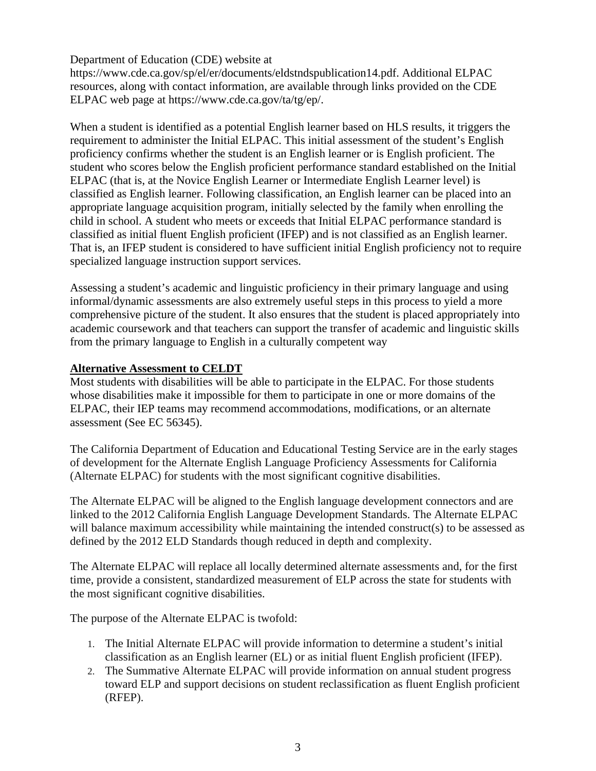Department of Education (CDE) website at https://www.cde.ca.gov/sp/el/er/documents/eldstndspublication14.pdf. Additional ELPAC resources, along with contact information, are available through links provided on the CDE ELPAC web page at https://www.cde.ca.gov/ta/tg/ep/.

When a student is identified as a potential English learner based on HLS results, it triggers the requirement to administer the Initial ELPAC. This initial assessment of the student's English proficiency confirms whether the student is an English learner or is English proficient. The student who scores below the English proficient performance standard established on the Initial ELPAC (that is, at the Novice English Learner or Intermediate English Learner level) is classified as English learner. Following classification, an English learner can be placed into an appropriate language acquisition program, initially selected by the family when enrolling the child in school. A student who meets or exceeds that Initial ELPAC performance standard is classified as initial fluent English proficient (IFEP) and is not classified as an English learner. That is, an IFEP student is considered to have sufficient initial English proficiency not to require specialized language instruction support services.

Assessing a student's academic and linguistic proficiency in their primary language and using informal/dynamic assessments are also extremely useful steps in this process to yield a more comprehensive picture of the student. It also ensures that the student is placed appropriately into academic coursework and that teachers can support the transfer of academic and linguistic skills from the primary language to English in a culturally competent way

**Alternative Assessment to CELDT**

Most students with disabilities will be able to participate in the ELPAC. For those students whose disabilities make it impossible for them to participate in one or more domains of the ELPAC, their IEP teams may recommend accommodations, modifications, or an alternate assessment (See EC 56345).

The California Department of Education and Educational Testing Service are in the early stages of development for the Alternate English Language Proficiency Assessments for California (Alternate ELPAC) for students with the most significant cognitive disabilities.

The Alternate ELPAC will be aligned to the English language development connectors and are linked to the 2012 California English Language Development Standards. The Alternate ELPAC will balance maximum accessibility while maintaining the intended construct(s) to be assessed as defined by the 2012 ELD Standards though reduced in depth and complexity.

The Alternate ELPAC will replace all locally determined alternate assessments and, for the first time, provide a consistent, standardized measurement of ELP across the state for students with the most significant cognitive disabilities.

The purpose of the Alternate ELPAC is twofold:

1. The Initial Alternate ELPAC will provide information to determine a student's initial classification as an English learner (EL) or as initial fluent English proficient (IFEP).
2. The Summative Alternate ELPAC will provide information on annual student progress toward ELP and support decisions on student reclassification as fluent English proficient (RFEP).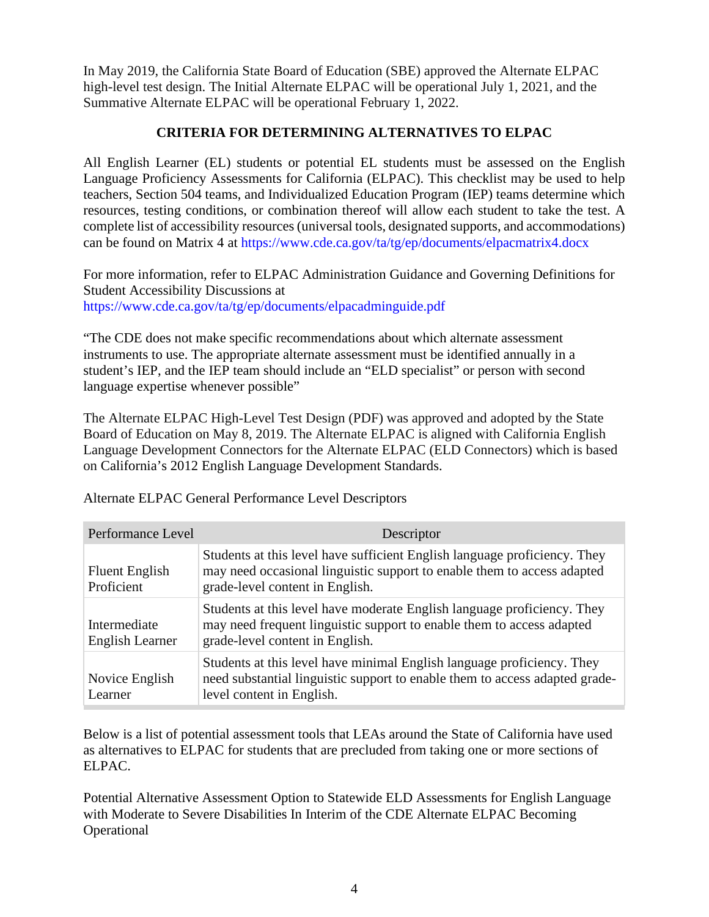In May 2019, the California State Board of Education (SBE) approved the Alternate ELPAC high-level test design. The Initial Alternate ELPAC will be operational July 1, 2021, and the Summative Alternate ELPAC will be operational February 1, 2022.

## CRITERIA FOR DETERMINING ALTERNATIVES TO ELPAC

All English Learner (EL) students or potential EL students must be assessed on the English Language Proficiency Assessments for California (ELPAC). This checklist may be used to help teachers, Section 504 teams, and Individualized Education Program (IEP) teams determine which resources, testing conditions, or combination thereof will allow each student to take the test. A complete list of accessibility resources (universal tools, designated supports, and accommodations) can be found on Matrix 4 at https://www.cde.ca.gov/ta/tg/ep/documents/elpacmatrix4.docx

For more information, refer to ELPAC Administration Guidance and Governing Definitions for Student Accessibility Discussions at https://www.cde.ca.gov/ta/tg/ep/documents/elpacadminguide.pdf

"The CDE does not make specific recommendations about which alternate assessment instruments to use. The appropriate alternate assessment must be identified annually in a student's IEP, and the IEP team should include an "ELD specialist" or person with second language expertise whenever possible"

The Alternate ELPAC High-Level Test Design (PDF) was approved and adopted by the State Board of Education on May 8, 2019. The Alternate ELPAC is aligned with California English Language Development Connectors for the Alternate ELPAC (ELD Connectors) which is based on California's 2012 English Language Development Standards.

Alternate ELPAC General Performance Level Descriptors

| Performance Level | Descriptor |
|---|---|
| Fluent English Proficient | Students at this level have sufficient English language proficiency. They may need occasional linguistic support to enable them to access adapted grade-level content in English. |
| Intermediate English Learner | Students at this level have moderate English language proficiency. They may need frequent linguistic support to enable them to access adapted grade-level content in English. |
| Novice English Learner | Students at this level have minimal English language proficiency. They need substantial linguistic support to enable them to access adapted grade-level content in English. |

Below is a list of potential assessment tools that LEAs around the State of California have used as alternatives to ELPAC for students that are precluded from taking one or more sections of ELPAC.

Potential Alternative Assessment Option to Statewide ELD Assessments for English Language with Moderate to Severe Disabilities In Interim of the CDE Alternate ELPAC Becoming Operational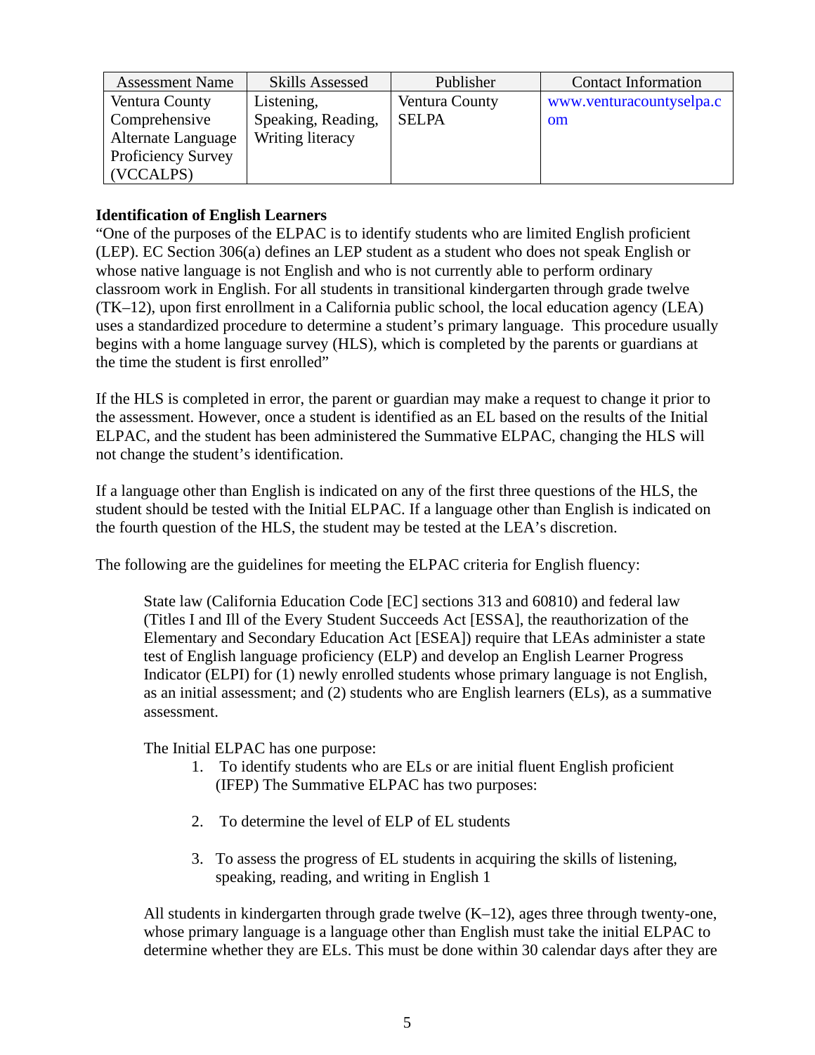| Assessment Name | Skills Assessed | Publisher | Contact Information |
| --- | --- | --- | --- |
| Ventura County Comprehensive Alternate Language Proficiency Survey (VCCALPS) | Listening, Speaking, Reading, Writing literacy | Ventura County SELPA | www.venturacountyselpa.com |

**Identification of English Learners**

"One of the purposes of the ELPAC is to identify students who are limited English proficient (LEP). EC Section 306(a) defines an LEP student as a student who does not speak English or whose native language is not English and who is not currently able to perform ordinary classroom work in English. For all students in transitional kindergarten through grade twelve (TK–12), upon first enrollment in a California public school, the local education agency (LEA) uses a standardized procedure to determine a student's primary language. This procedure usually begins with a home language survey (HLS), which is completed by the parents or guardians at the time the student is first enrolled"

If the HLS is completed in error, the parent or guardian may make a request to change it prior to the assessment. However, once a student is identified as an EL based on the results of the Initial ELPAC, and the student has been administered the Summative ELPAC, changing the HLS will not change the student's identification.

If a language other than English is indicated on any of the first three questions of the HLS, the student should be tested with the Initial ELPAC. If a language other than English is indicated on the fourth question of the HLS, the student may be tested at the LEA's discretion.

The following are the guidelines for meeting the ELPAC criteria for English fluency:

> State law (California Education Code [EC] sections 313 and 60810) and federal law (Titles I and Ill of the Every Student Succeeds Act [ESSA], the reauthorization of the Elementary and Secondary Education Act [ESEA]) require that LEAs administer a state test of English language proficiency (ELP) and develop an English Learner Progress Indicator (ELPI) for (1) newly enrolled students whose primary language is not English, as an initial assessment; and (2) students who are English learners (ELs), as a summative assessment.
>
> The Initial ELPAC has one purpose:
>
> 1. To identify students who are ELs or are initial fluent English proficient (IFEP) The Summative ELPAC has two purposes:
>
> 2. To determine the level of ELP of EL students
>
> 3. To assess the progress of EL students in acquiring the skills of listening, speaking, reading, and writing in English 1
>
> All students in kindergarten through grade twelve (K–12), ages three through twenty-one, whose primary language is a language other than English must take the initial ELPAC to determine whether they are ELs. This must be done within 30 calendar days after they are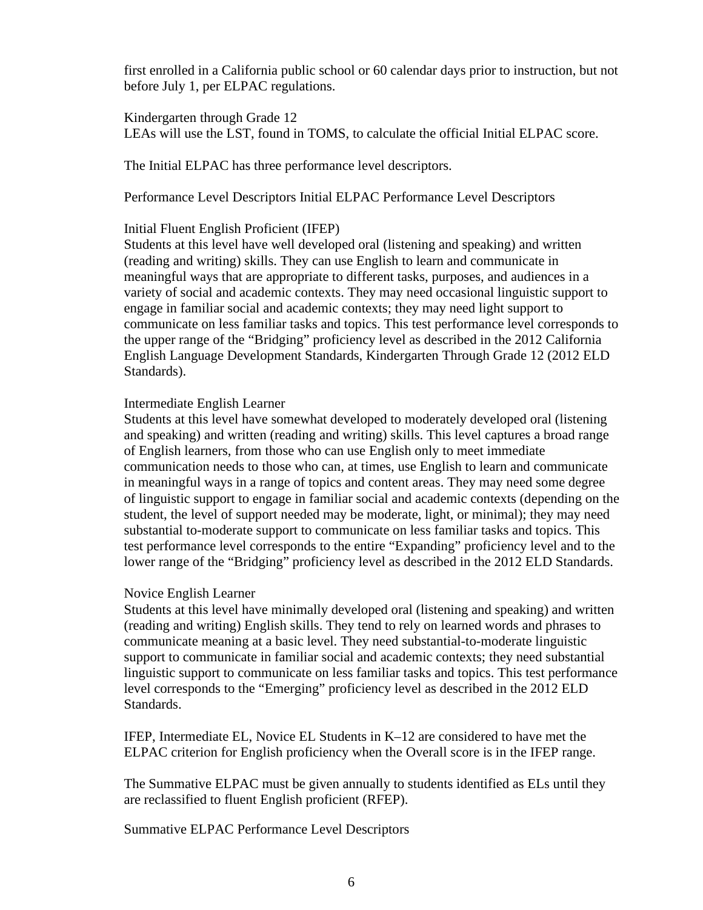first enrolled in a California public school or 60 calendar days prior to instruction, but not before July 1, per ELPAC regulations.

Kindergarten through Grade 12
LEAs will use the LST, found in TOMS, to calculate the official Initial ELPAC score.

The Initial ELPAC has three performance level descriptors.

Performance Level Descriptors Initial ELPAC Performance Level Descriptors

Initial Fluent English Proficient (IFEP)
Students at this level have well developed oral (listening and speaking) and written (reading and writing) skills. They can use English to learn and communicate in meaningful ways that are appropriate to different tasks, purposes, and audiences in a variety of social and academic contexts. They may need occasional linguistic support to engage in familiar social and academic contexts; they may need light support to communicate on less familiar tasks and topics. This test performance level corresponds to the upper range of the "Bridging" proficiency level as described in the 2012 California English Language Development Standards, Kindergarten Through Grade 12 (2012 ELD Standards).

Intermediate English Learner
Students at this level have somewhat developed to moderately developed oral (listening and speaking) and written (reading and writing) skills. This level captures a broad range of English learners, from those who can use English only to meet immediate communication needs to those who can, at times, use English to learn and communicate in meaningful ways in a range of topics and content areas. They may need some degree of linguistic support to engage in familiar social and academic contexts (depending on the student, the level of support needed may be moderate, light, or minimal); they may need substantial to-moderate support to communicate on less familiar tasks and topics. This test performance level corresponds to the entire "Expanding" proficiency level and to the lower range of the "Bridging" proficiency level as described in the 2012 ELD Standards.

Novice English Learner
Students at this level have minimally developed oral (listening and speaking) and written (reading and writing) English skills. They tend to rely on learned words and phrases to communicate meaning at a basic level. They need substantial-to-moderate linguistic support to communicate in familiar social and academic contexts; they need substantial linguistic support to communicate on less familiar tasks and topics. This test performance level corresponds to the "Emerging" proficiency level as described in the 2012 ELD Standards.

IFEP, Intermediate EL, Novice EL Students in K–12 are considered to have met the ELPAC criterion for English proficiency when the Overall score is in the IFEP range.

The Summative ELPAC must be given annually to students identified as ELs until they are reclassified to fluent English proficient (RFEP).

Summative ELPAC Performance Level Descriptors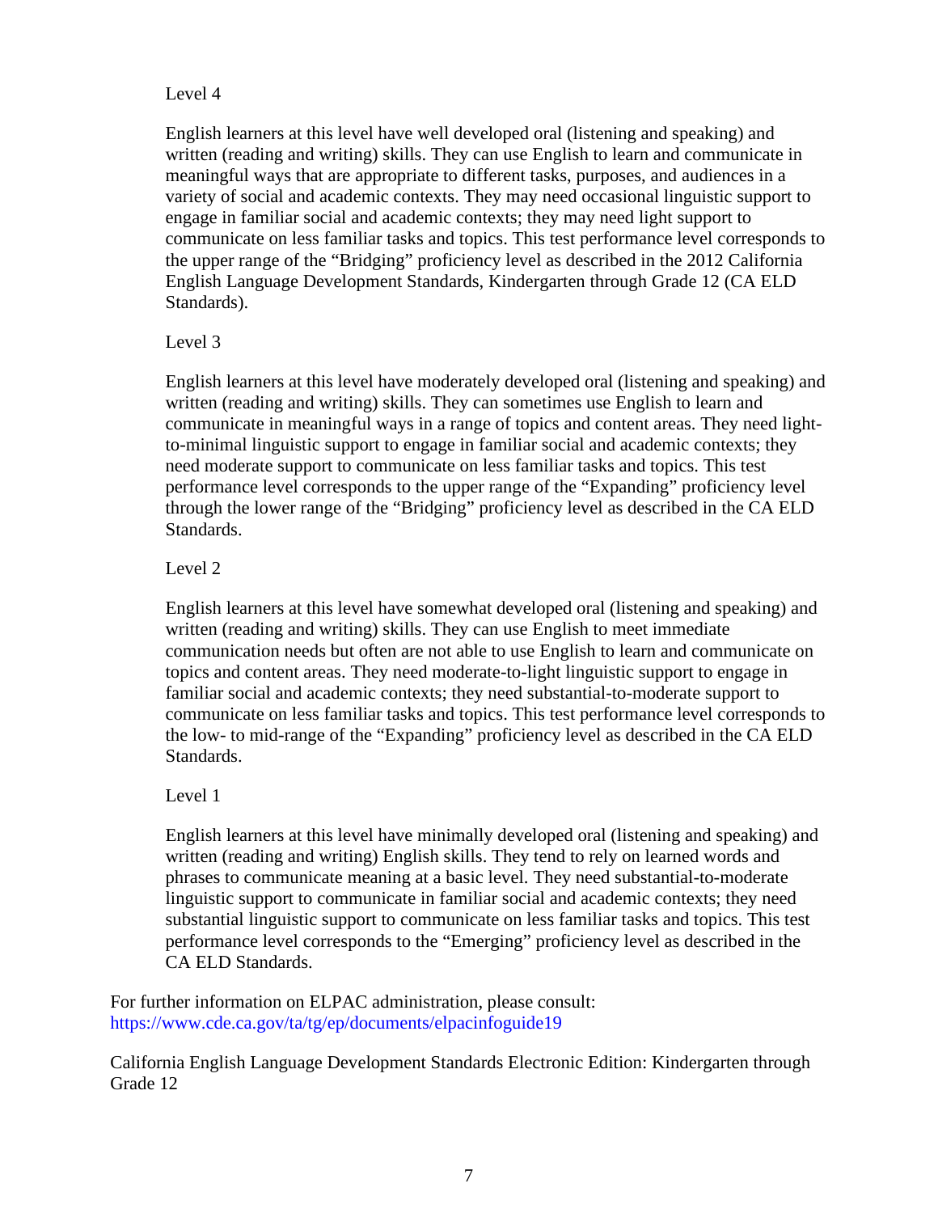Level 4

English learners at this level have well developed oral (listening and speaking) and written (reading and writing) skills. They can use English to learn and communicate in meaningful ways that are appropriate to different tasks, purposes, and audiences in a variety of social and academic contexts. They may need occasional linguistic support to engage in familiar social and academic contexts; they may need light support to communicate on less familiar tasks and topics. This test performance level corresponds to the upper range of the "Bridging" proficiency level as described in the 2012 California English Language Development Standards, Kindergarten through Grade 12 (CA ELD Standards).

Level 3

English learners at this level have moderately developed oral (listening and speaking) and written (reading and writing) skills. They can sometimes use English to learn and communicate in meaningful ways in a range of topics and content areas. They need light-to-minimal linguistic support to engage in familiar social and academic contexts; they need moderate support to communicate on less familiar tasks and topics. This test performance level corresponds to the upper range of the "Expanding" proficiency level through the lower range of the "Bridging" proficiency level as described in the CA ELD Standards.

Level 2

English learners at this level have somewhat developed oral (listening and speaking) and written (reading and writing) skills. They can use English to meet immediate communication needs but often are not able to use English to learn and communicate on topics and content areas. They need moderate-to-light linguistic support to engage in familiar social and academic contexts; they need substantial-to-moderate support to communicate on less familiar tasks and topics. This test performance level corresponds to the low- to mid-range of the "Expanding" proficiency level as described in the CA ELD Standards.

Level 1

English learners at this level have minimally developed oral (listening and speaking) and written (reading and writing) English skills. They tend to rely on learned words and phrases to communicate meaning at a basic level. They need substantial-to-moderate linguistic support to communicate in familiar social and academic contexts; they need substantial linguistic support to communicate on less familiar tasks and topics. This test performance level corresponds to the "Emerging" proficiency level as described in the CA ELD Standards.

For further information on ELPAC administration, please consult:
https://www.cde.ca.gov/ta/tg/ep/documents/elpacinfoguide19

California English Language Development Standards Electronic Edition: Kindergarten through Grade 12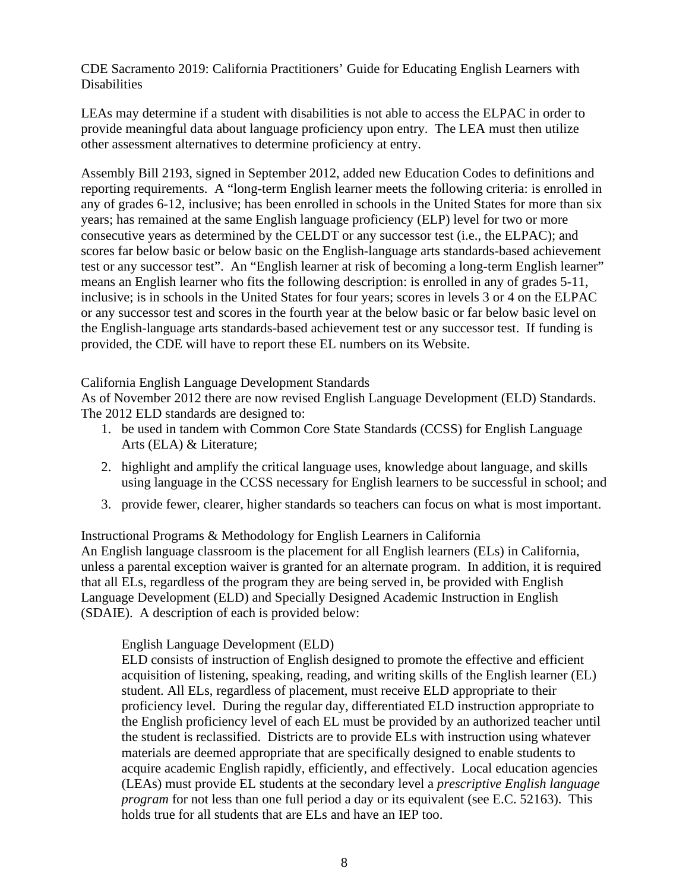CDE Sacramento 2019: California Practitioners' Guide for Educating English Learners with Disabilities

LEAs may determine if a student with disabilities is not able to access the ELPAC in order to provide meaningful data about language proficiency upon entry. The LEA must then utilize other assessment alternatives to determine proficiency at entry.

Assembly Bill 2193, signed in September 2012, added new Education Codes to definitions and reporting requirements. A "long-term English learner meets the following criteria: is enrolled in any of grades 6-12, inclusive; has been enrolled in schools in the United States for more than six years; has remained at the same English language proficiency (ELP) level for two or more consecutive years as determined by the CELDT or any successor test (i.e., the ELPAC); and scores far below basic or below basic on the English-language arts standards-based achievement test or any successor test". An "English learner at risk of becoming a long-term English learner" means an English learner who fits the following description: is enrolled in any of grades 5-11, inclusive; is in schools in the United States for four years; scores in levels 3 or 4 on the ELPAC or any successor test and scores in the fourth year at the below basic or far below basic level on the English-language arts standards-based achievement test or any successor test. If funding is provided, the CDE will have to report these EL numbers on its Website.

## California English Language Development Standards

As of November 2012 there are now revised English Language Development (ELD) Standards. The 2012 ELD standards are designed to:

1. be used in tandem with Common Core State Standards (CCSS) for English Language Arts (ELA) & Literature;
2. highlight and amplify the critical language uses, knowledge about language, and skills using language in the CCSS necessary for English learners to be successful in school; and
3. provide fewer, clearer, higher standards so teachers can focus on what is most important.

## Instructional Programs & Methodology for English Learners in California

An English language classroom is the placement for all English learners (ELs) in California, unless a parental exception waiver is granted for an alternate program. In addition, it is required that all ELs, regardless of the program they are being served in, be provided with English Language Development (ELD) and Specially Designed Academic Instruction in English (SDAIE). A description of each is provided below:

### English Language Development (ELD)

ELD consists of instruction of English designed to promote the effective and efficient acquisition of listening, speaking, reading, and writing skills of the English learner (EL) student. All ELs, regardless of placement, must receive ELD appropriate to their proficiency level. During the regular day, differentiated ELD instruction appropriate to the English proficiency level of each EL must be provided by an authorized teacher until the student is reclassified. Districts are to provide ELs with instruction using whatever materials are deemed appropriate that are specifically designed to enable students to acquire academic English rapidly, efficiently, and effectively. Local education agencies (LEAs) must provide EL students at the secondary level a *prescriptive English language program* for not less than one full period a day or its equivalent (see E.C. 52163). This holds true for all students that are ELs and have an IEP too.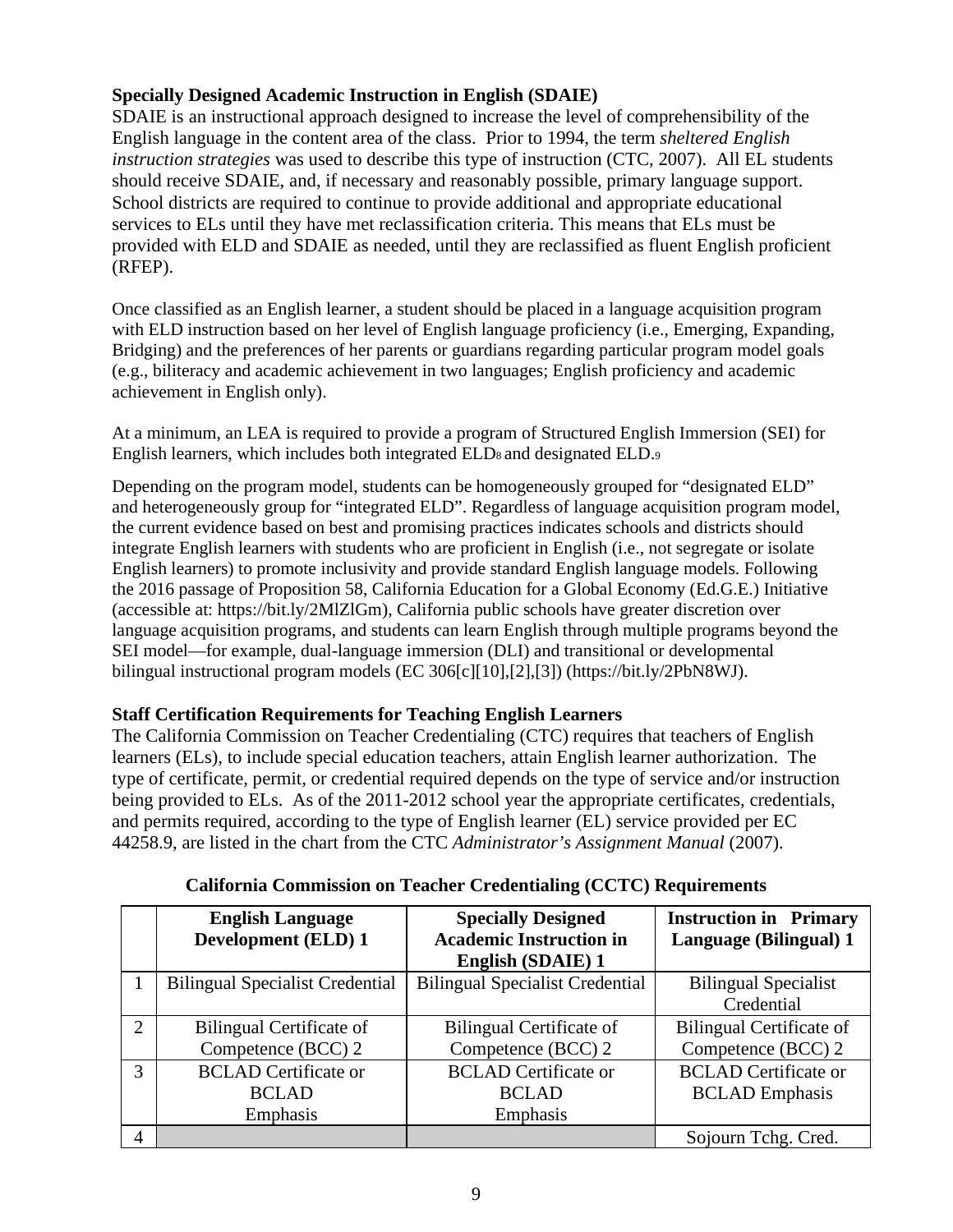**Specially Designed Academic Instruction in English (SDAIE)**
SDAIE is an instructional approach designed to increase the level of comprehensibility of the English language in the content area of the class. Prior to 1994, the term *sheltered English instruction strategies* was used to describe this type of instruction (CTC, 2007). All EL students should receive SDAIE, and, if necessary and reasonably possible, primary language support. School districts are required to continue to provide additional and appropriate educational services to ELs until they have met reclassification criteria. This means that ELs must be provided with ELD and SDAIE as needed, until they are reclassified as fluent English proficient (RFEP).

Once classified as an English learner, a student should be placed in a language acquisition program with ELD instruction based on her level of English language proficiency (i.e., Emerging, Expanding, Bridging) and the preferences of her parents or guardians regarding particular program model goals (e.g., biliteracy and academic achievement in two languages; English proficiency and academic achievement in English only).

At a minimum, an LEA is required to provide a program of Structured English Immersion (SEI) for English learners, which includes both integrated ELD[8] and designated ELD.[9]

Depending on the program model, students can be homogeneously grouped for "designated ELD" and heterogeneously group for "integrated ELD". Regardless of language acquisition program model, the current evidence based on best and promising practices indicates schools and districts should integrate English learners with students who are proficient in English (i.e., not segregate or isolate English learners) to promote inclusivity and provide standard English language models. Following the 2016 passage of Proposition 58, California Education for a Global Economy (Ed.G.E.) Initiative (accessible at: https://bit.ly/2MlZlGm), California public schools have greater discretion over language acquisition programs, and students can learn English through multiple programs beyond the SEI model—for example, dual-language immersion (DLI) and transitional or developmental bilingual instructional program models (EC 306[c][10],[2],[3]) (https://bit.ly/2PbN8WJ).

**Staff Certification Requirements for Teaching English Learners**
The California Commission on Teacher Credentialing (CTC) requires that teachers of English learners (ELs), to include special education teachers, attain English learner authorization. The type of certificate, permit, or credential required depends on the type of service and/or instruction being provided to ELs. As of the 2011-2012 school year the appropriate certificates, credentials, and permits required, according to the type of English learner (EL) service provided per EC 44258.9, are listed in the chart from the CTC *Administrator's Assignment Manual* (2007).

**California Commission on Teacher Credentialing (CCTC) Requirements**

| | English Language Development (ELD) 1 | Specially Designed Academic Instruction in English (SDAIE) 1 | Instruction in Primary Language (Bilingual) 1 |
|---|---|---|---|
| 1 | Bilingual Specialist Credential | Bilingual Specialist Credential | Bilingual Specialist Credential |
| 2 | Bilingual Certificate of Competence (BCC) 2 | Bilingual Certificate of Competence (BCC) 2 | Bilingual Certificate of Competence (BCC) 2 |
| 3 | BCLAD Certificate or BCLAD Emphasis | BCLAD Certificate or BCLAD Emphasis | BCLAD Certificate or BCLAD Emphasis |
| 4 | | | Sojourn Tchg. Cred. |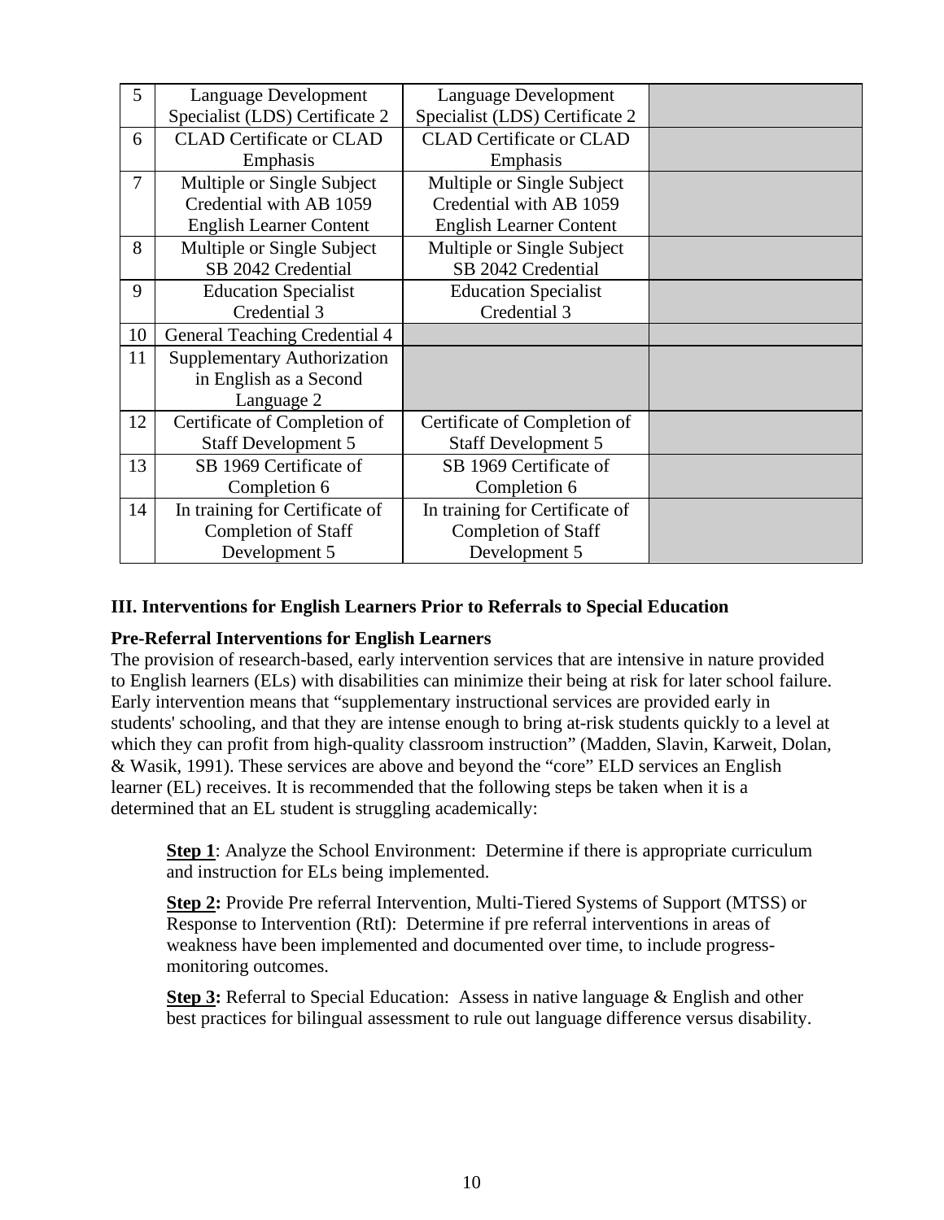| 5 | Language Development Specialist (LDS) Certificate 2 | Language Development Specialist (LDS) Certificate 2 | |
|---|---|---|---|
| 6 | CLAD Certificate or CLAD Emphasis | CLAD Certificate or CLAD Emphasis | |
| 7 | Multiple or Single Subject Credential with AB 1059 English Learner Content | Multiple or Single Subject Credential with AB 1059 English Learner Content | |
| 8 | Multiple or Single Subject SB 2042 Credential | Multiple or Single Subject SB 2042 Credential | |
| 9 | Education Specialist Credential 3 | Education Specialist Credential 3 | |
| 10 | General Teaching Credential 4 | | |
| 11 | Supplementary Authorization in English as a Second Language 2 | | |
| 12 | Certificate of Completion of Staff Development 5 | Certificate of Completion of Staff Development 5 | |
| 13 | SB 1969 Certificate of Completion 6 | SB 1969 Certificate of Completion 6 | |
| 14 | In training for Certificate of Completion of Staff Development 5 | In training for Certificate of Completion of Staff Development 5 | |

### III. Interventions for English Learners Prior to Referrals to Special Education

**Pre-Referral Interventions for English Learners**

The provision of research-based, early intervention services that are intensive in nature provided to English learners (ELs) with disabilities can minimize their being at risk for later school failure. Early intervention means that "supplementary instructional services are provided early in students' schooling, and that they are intense enough to bring at-risk students quickly to a level at which they can profit from high-quality classroom instruction" (Madden, Slavin, Karweit, Dolan, & Wasik, 1991). These services are above and beyond the "core" ELD services an English learner (EL) receives. It is recommended that the following steps be taken when it is a determined that an EL student is struggling academically:

> **Step 1**: Analyze the School Environment: Determine if there is appropriate curriculum and instruction for ELs being implemented.
>
> **Step 2:** Provide Pre referral Intervention, Multi-Tiered Systems of Support (MTSS) or Response to Intervention (RtI): Determine if pre referral interventions in areas of weakness have been implemented and documented over time, to include progress-monitoring outcomes.
>
> **Step 3:** Referral to Special Education: Assess in native language & English and other best practices for bilingual assessment to rule out language difference versus disability.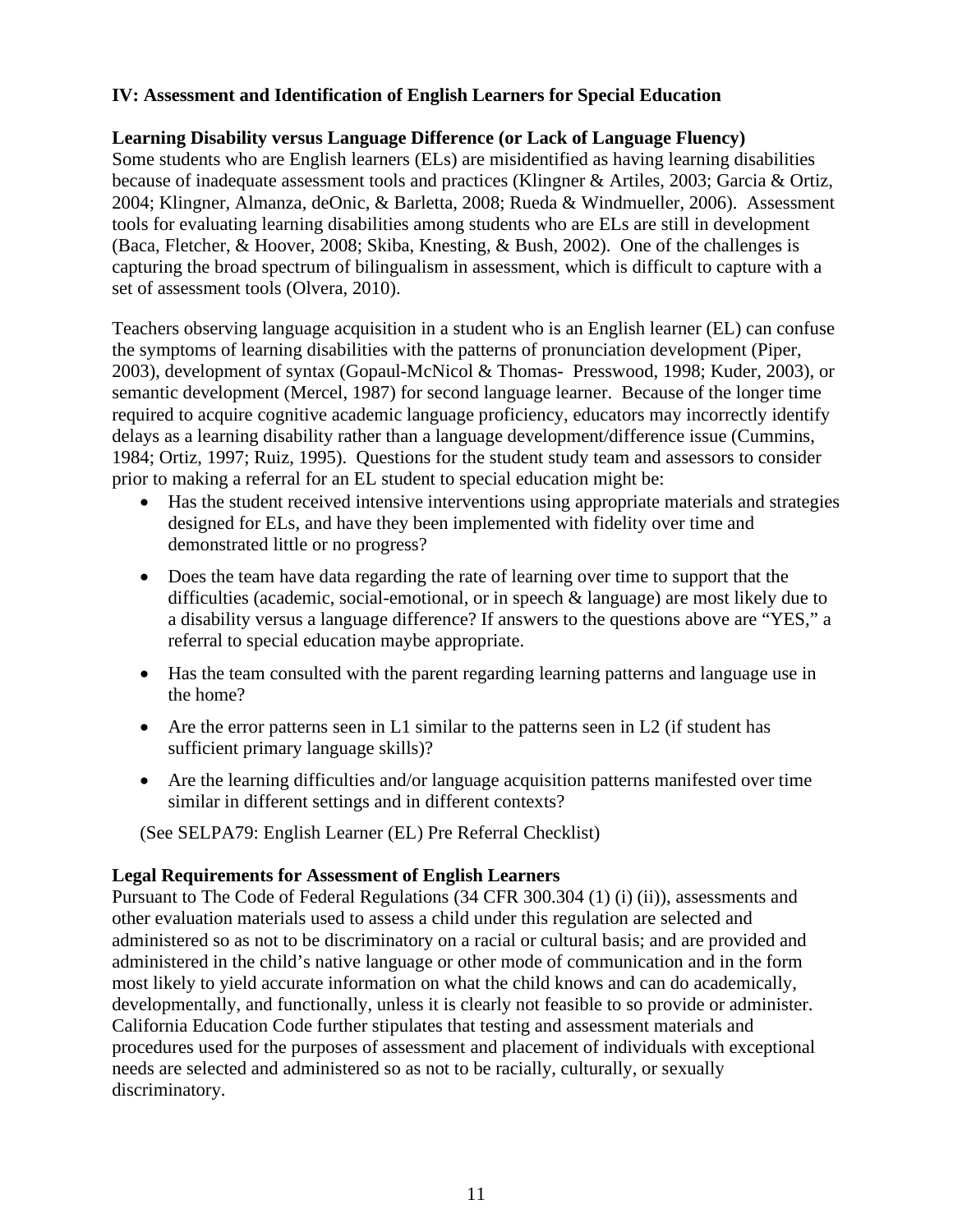### IV: Assessment and Identification of English Learners for Special Education

**Learning Disability versus Language Difference (or Lack of Language Fluency)**

Some students who are English learners (ELs) are misidentified as having learning disabilities because of inadequate assessment tools and practices (Klingner & Artiles, 2003; Garcia & Ortiz, 2004; Klingner, Almanza, deOnic, & Barletta, 2008; Rueda & Windmueller, 2006). Assessment tools for evaluating learning disabilities among students who are ELs are still in development (Baca, Fletcher, & Hoover, 2008; Skiba, Knesting, & Bush, 2002). One of the challenges is capturing the broad spectrum of bilingualism in assessment, which is difficult to capture with a set of assessment tools (Olvera, 2010).

Teachers observing language acquisition in a student who is an English learner (EL) can confuse the symptoms of learning disabilities with the patterns of pronunciation development (Piper, 2003), development of syntax (Gopaul-McNicol & Thomas- Presswood, 1998; Kuder, 2003), or semantic development (Mercel, 1987) for second language learner. Because of the longer time required to acquire cognitive academic language proficiency, educators may incorrectly identify delays as a learning disability rather than a language development/difference issue (Cummins, 1984; Ortiz, 1997; Ruiz, 1995). Questions for the student study team and assessors to consider prior to making a referral for an EL student to special education might be:

- Has the student received intensive interventions using appropriate materials and strategies designed for ELs, and have they been implemented with fidelity over time and demonstrated little or no progress?
- Does the team have data regarding the rate of learning over time to support that the difficulties (academic, social-emotional, or in speech & language) are most likely due to a disability versus a language difference? If answers to the questions above are "YES," a referral to special education maybe appropriate.
- Has the team consulted with the parent regarding learning patterns and language use in the home?
- Are the error patterns seen in L1 similar to the patterns seen in L2 (if student has sufficient primary language skills)?
- Are the learning difficulties and/or language acquisition patterns manifested over time similar in different settings and in different contexts?

(See SELPA79: English Learner (EL) Pre Referral Checklist)

**Legal Requirements for Assessment of English Learners**

Pursuant to The Code of Federal Regulations (34 CFR 300.304 (1) (i) (ii)), assessments and other evaluation materials used to assess a child under this regulation are selected and administered so as not to be discriminatory on a racial or cultural basis; and are provided and administered in the child's native language or other mode of communication and in the form most likely to yield accurate information on what the child knows and can do academically, developmentally, and functionally, unless it is clearly not feasible to so provide or administer. California Education Code further stipulates that testing and assessment materials and procedures used for the purposes of assessment and placement of individuals with exceptional needs are selected and administered so as not to be racially, culturally, or sexually discriminatory.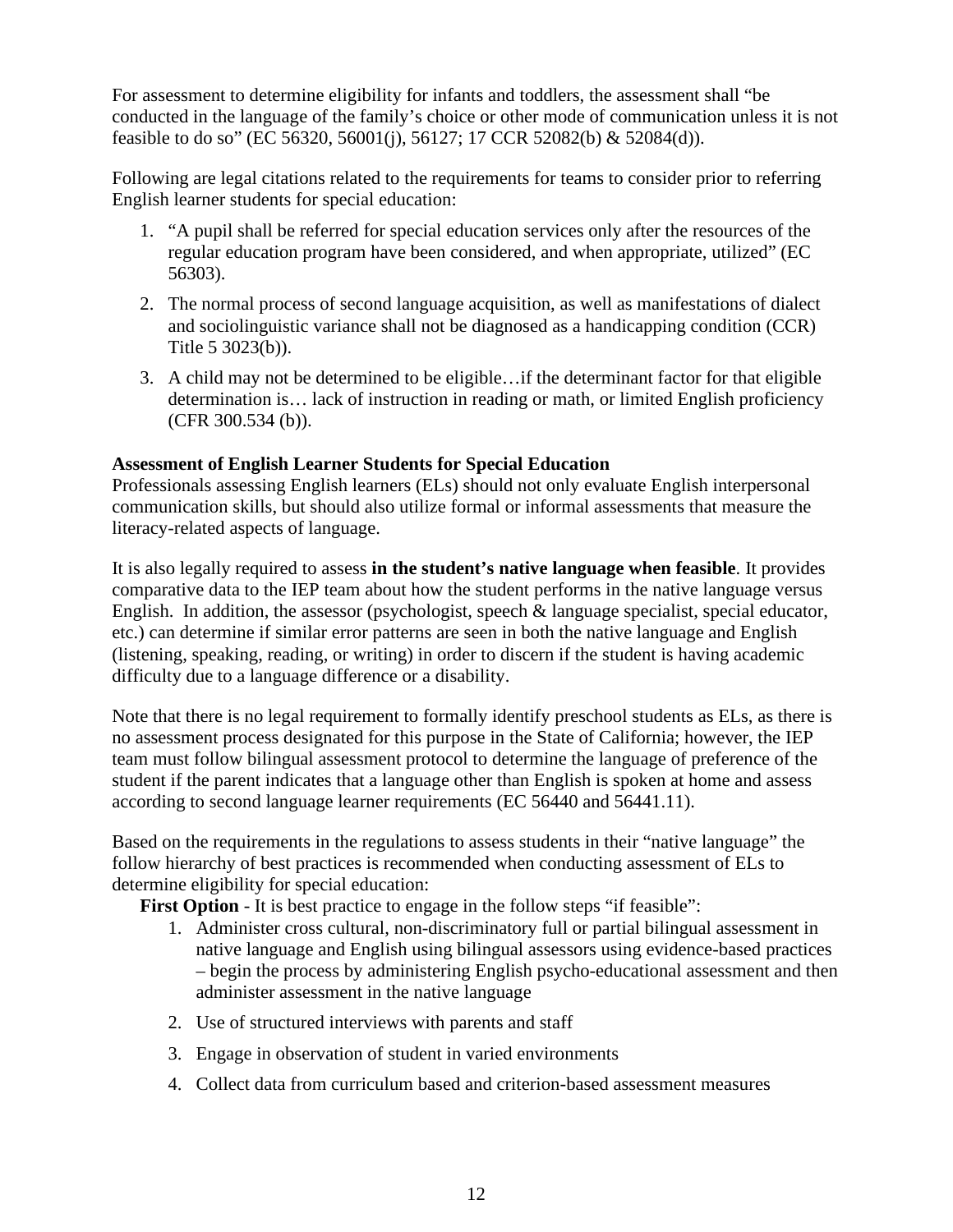For assessment to determine eligibility for infants and toddlers, the assessment shall "be conducted in the language of the family's choice or other mode of communication unless it is not feasible to do so" (EC 56320, 56001(j), 56127; 17 CCR 52082(b) & 52084(d)).

Following are legal citations related to the requirements for teams to consider prior to referring English learner students for special education:

1. "A pupil shall be referred for special education services only after the resources of the regular education program have been considered, and when appropriate, utilized" (EC 56303).
2. The normal process of second language acquisition, as well as manifestations of dialect and sociolinguistic variance shall not be diagnosed as a handicapping condition (CCR) Title 5 3023(b)).
3. A child may not be determined to be eligible…if the determinant factor for that eligible determination is… lack of instruction in reading or math, or limited English proficiency (CFR 300.534 (b)).

**Assessment of English Learner Students for Special Education**

Professionals assessing English learners (ELs) should not only evaluate English interpersonal communication skills, but should also utilize formal or informal assessments that measure the literacy-related aspects of language.

It is also legally required to assess **in the student's native language when feasible**. It provides comparative data to the IEP team about how the student performs in the native language versus English. In addition, the assessor (psychologist, speech & language specialist, special educator, etc.) can determine if similar error patterns are seen in both the native language and English (listening, speaking, reading, or writing) in order to discern if the student is having academic difficulty due to a language difference or a disability.

Note that there is no legal requirement to formally identify preschool students as ELs, as there is no assessment process designated for this purpose in the State of California; however, the IEP team must follow bilingual assessment protocol to determine the language of preference of the student if the parent indicates that a language other than English is spoken at home and assess according to second language learner requirements (EC 56440 and 56441.11).

Based on the requirements in the regulations to assess students in their "native language" the follow hierarchy of best practices is recommended when conducting assessment of ELs to determine eligibility for special education:

**First Option** - It is best practice to engage in the follow steps "if feasible":

1. Administer cross cultural, non-discriminatory full or partial bilingual assessment in native language and English using bilingual assessors using evidence-based practices – begin the process by administering English psycho-educational assessment and then administer assessment in the native language
2. Use of structured interviews with parents and staff
3. Engage in observation of student in varied environments
4. Collect data from curriculum based and criterion-based assessment measures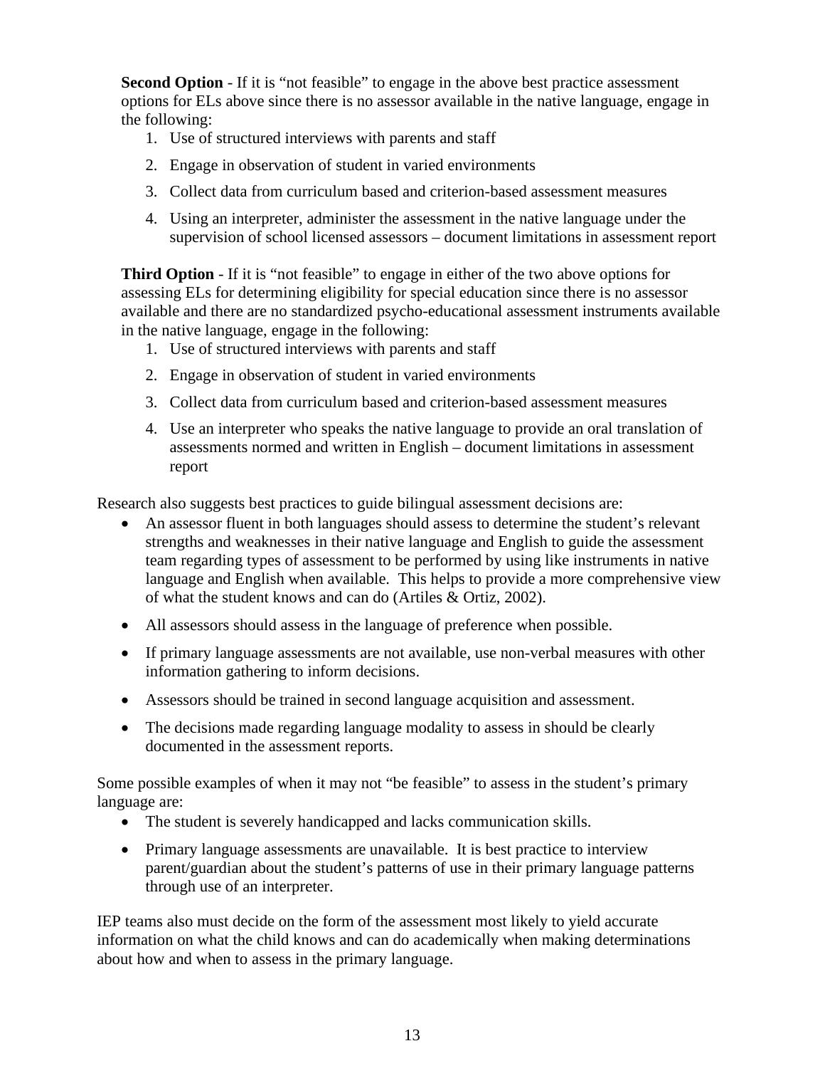**Second Option** - If it is “not feasible” to engage in the above best practice assessment options for ELs above since there is no assessor available in the native language, engage in the following:

1. Use of structured interviews with parents and staff
2. Engage in observation of student in varied environments
3. Collect data from curriculum based and criterion-based assessment measures
4. Using an interpreter, administer the assessment in the native language under the supervision of school licensed assessors – document limitations in assessment report

**Third Option** - If it is “not feasible” to engage in either of the two above options for assessing ELs for determining eligibility for special education since there is no assessor available and there are no standardized psycho-educational assessment instruments available in the native language, engage in the following:

1. Use of structured interviews with parents and staff
2. Engage in observation of student in varied environments
3. Collect data from curriculum based and criterion-based assessment measures
4. Use an interpreter who speaks the native language to provide an oral translation of assessments normed and written in English – document limitations in assessment report

Research also suggests best practices to guide bilingual assessment decisions are:

- An assessor fluent in both languages should assess to determine the student’s relevant strengths and weaknesses in their native language and English to guide the assessment team regarding types of assessment to be performed by using like instruments in native language and English when available. This helps to provide a more comprehensive view of what the student knows and can do (Artiles & Ortiz, 2002).
- All assessors should assess in the language of preference when possible.
- If primary language assessments are not available, use non-verbal measures with other information gathering to inform decisions.
- Assessors should be trained in second language acquisition and assessment.
- The decisions made regarding language modality to assess in should be clearly documented in the assessment reports.

Some possible examples of when it may not “be feasible” to assess in the student’s primary language are:

- The student is severely handicapped and lacks communication skills.
- Primary language assessments are unavailable. It is best practice to interview parent/guardian about the student’s patterns of use in their primary language patterns through use of an interpreter.

IEP teams also must decide on the form of the assessment most likely to yield accurate information on what the child knows and can do academically when making determinations about how and when to assess in the primary language.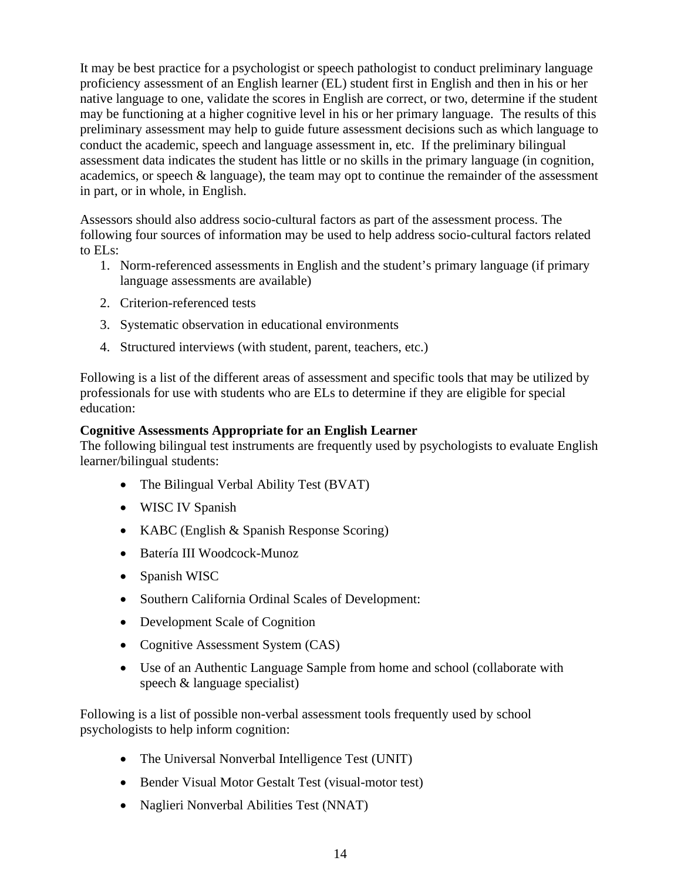It may be best practice for a psychologist or speech pathologist to conduct preliminary language proficiency assessment of an English learner (EL) student first in English and then in his or her native language to one, validate the scores in English are correct, or two, determine if the student may be functioning at a higher cognitive level in his or her primary language. The results of this preliminary assessment may help to guide future assessment decisions such as which language to conduct the academic, speech and language assessment in, etc. If the preliminary bilingual assessment data indicates the student has little or no skills in the primary language (in cognition, academics, or speech & language), the team may opt to continue the remainder of the assessment in part, or in whole, in English.

Assessors should also address socio-cultural factors as part of the assessment process. The following four sources of information may be used to help address socio-cultural factors related to ELs:

1. Norm-referenced assessments in English and the student's primary language (if primary language assessments are available)
2. Criterion-referenced tests
3. Systematic observation in educational environments
4. Structured interviews (with student, parent, teachers, etc.)

Following is a list of the different areas of assessment and specific tools that may be utilized by professionals for use with students who are ELs to determine if they are eligible for special education:

**Cognitive Assessments Appropriate for an English Learner**

The following bilingual test instruments are frequently used by psychologists to evaluate English learner/bilingual students:

- The Bilingual Verbal Ability Test (BVAT)
- WISC IV Spanish
- KABC (English & Spanish Response Scoring)
- Batería III Woodcock-Munoz
- Spanish WISC
- Southern California Ordinal Scales of Development:
- Development Scale of Cognition
- Cognitive Assessment System (CAS)
- Use of an Authentic Language Sample from home and school (collaborate with speech & language specialist)

Following is a list of possible non-verbal assessment tools frequently used by school psychologists to help inform cognition:

- The Universal Nonverbal Intelligence Test (UNIT)
- Bender Visual Motor Gestalt Test (visual-motor test)
- Naglieri Nonverbal Abilities Test (NNAT)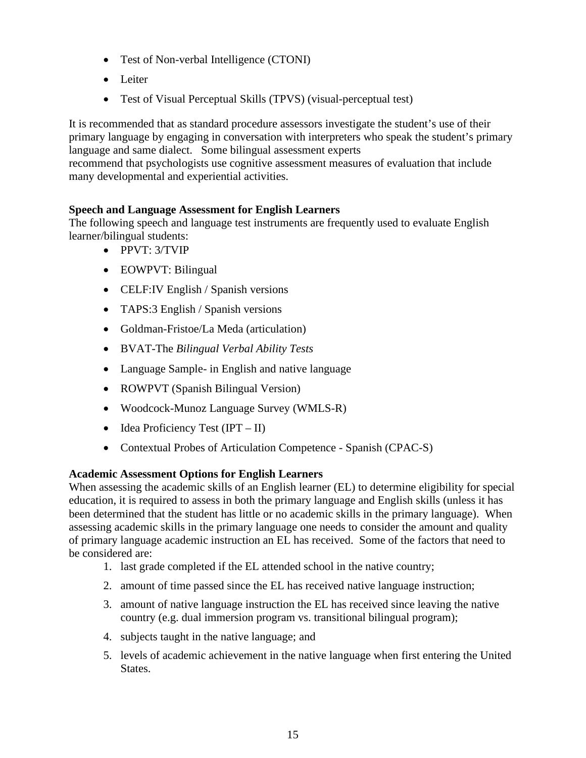- Test of Non-verbal Intelligence (CTONI)
- Leiter
- Test of Visual Perceptual Skills (TPVS) (visual-perceptual test)

It is recommended that as standard procedure assessors investigate the student's use of their primary language by engaging in conversation with interpreters who speak the student's primary language and same dialect. Some bilingual assessment experts recommend that psychologists use cognitive assessment measures of evaluation that include many developmental and experiential activities.

**Speech and Language Assessment for English Learners**

The following speech and language test instruments are frequently used to evaluate English learner/bilingual students:

- PPVT: 3/TVIP
- EOWPVT: Bilingual
- CELF:IV English / Spanish versions
- TAPS:3 English / Spanish versions
- Goldman-Fristoe/La Meda (articulation)
- BVAT-The *Bilingual Verbal Ability Tests*
- Language Sample- in English and native language
- ROWPVT (Spanish Bilingual Version)
- Woodcock-Munoz Language Survey (WMLS-R)
- Idea Proficiency Test (IPT – II)
- Contextual Probes of Articulation Competence - Spanish (CPAC-S)

**Academic Assessment Options for English Learners**

When assessing the academic skills of an English learner (EL) to determine eligibility for special education, it is required to assess in both the primary language and English skills (unless it has been determined that the student has little or no academic skills in the primary language). When assessing academic skills in the primary language one needs to consider the amount and quality of primary language academic instruction an EL has received. Some of the factors that need to be considered are:

1. last grade completed if the EL attended school in the native country;
2. amount of time passed since the EL has received native language instruction;
3. amount of native language instruction the EL has received since leaving the native country (e.g. dual immersion program vs. transitional bilingual program);
4. subjects taught in the native language; and
5. levels of academic achievement in the native language when first entering the United States.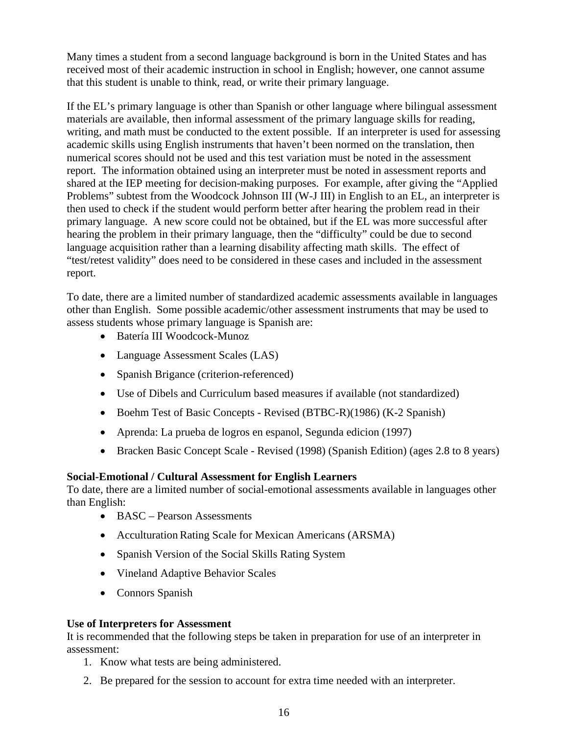Many times a student from a second language background is born in the United States and has received most of their academic instruction in school in English; however, one cannot assume that this student is unable to think, read, or write their primary language.

If the EL's primary language is other than Spanish or other language where bilingual assessment materials are available, then informal assessment of the primary language skills for reading, writing, and math must be conducted to the extent possible. If an interpreter is used for assessing academic skills using English instruments that haven't been normed on the translation, then numerical scores should not be used and this test variation must be noted in the assessment report. The information obtained using an interpreter must be noted in assessment reports and shared at the IEP meeting for decision-making purposes. For example, after giving the "Applied Problems" subtest from the Woodcock Johnson III (W-J III) in English to an EL, an interpreter is then used to check if the student would perform better after hearing the problem read in their primary language. A new score could not be obtained, but if the EL was more successful after hearing the problem in their primary language, then the "difficulty" could be due to second language acquisition rather than a learning disability affecting math skills. The effect of "test/retest validity" does need to be considered in these cases and included in the assessment report.

To date, there are a limited number of standardized academic assessments available in languages other than English. Some possible academic/other assessment instruments that may be used to assess students whose primary language is Spanish are:

- Batería III Woodcock-Munoz
- Language Assessment Scales (LAS)
- Spanish Brigance (criterion-referenced)
- Use of Dibels and Curriculum based measures if available (not standardized)
- Boehm Test of Basic Concepts - Revised (BTBC-R)(1986) (K-2 Spanish)
- Aprenda: La prueba de logros en espanol, Segunda edicion (1997)
- Bracken Basic Concept Scale - Revised (1998) (Spanish Edition) (ages 2.8 to 8 years)

**Social-Emotional / Cultural Assessment for English Learners**

To date, there are a limited number of social-emotional assessments available in languages other than English:

- BASC – Pearson Assessments
- Acculturation Rating Scale for Mexican Americans (ARSMA)
- Spanish Version of the Social Skills Rating System
- Vineland Adaptive Behavior Scales
- Connors Spanish

**Use of Interpreters for Assessment**

It is recommended that the following steps be taken in preparation for use of an interpreter in assessment:

1. Know what tests are being administered.
2. Be prepared for the session to account for extra time needed with an interpreter.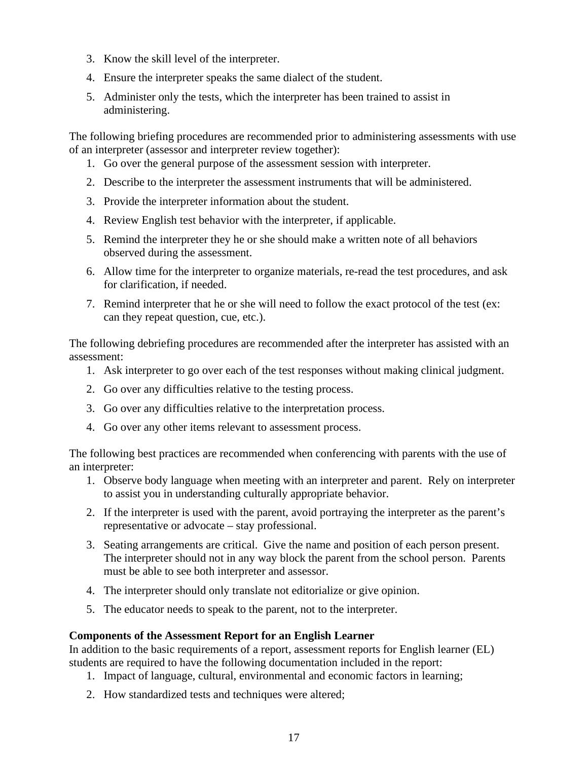3. Know the skill level of the interpreter.
4. Ensure the interpreter speaks the same dialect of the student.
5. Administer only the tests, which the interpreter has been trained to assist in administering.

The following briefing procedures are recommended prior to administering assessments with use of an interpreter (assessor and interpreter review together):

1. Go over the general purpose of the assessment session with interpreter.
2. Describe to the interpreter the assessment instruments that will be administered.
3. Provide the interpreter information about the student.
4. Review English test behavior with the interpreter, if applicable.
5. Remind the interpreter they he or she should make a written note of all behaviors observed during the assessment.
6. Allow time for the interpreter to organize materials, re-read the test procedures, and ask for clarification, if needed.
7. Remind interpreter that he or she will need to follow the exact protocol of the test (ex: can they repeat question, cue, etc.).

The following debriefing procedures are recommended after the interpreter has assisted with an assessment:

1. Ask interpreter to go over each of the test responses without making clinical judgment.
2. Go over any difficulties relative to the testing process.
3. Go over any difficulties relative to the interpretation process.
4. Go over any other items relevant to assessment process.

The following best practices are recommended when conferencing with parents with the use of an interpreter:

1. Observe body language when meeting with an interpreter and parent. Rely on interpreter to assist you in understanding culturally appropriate behavior.
2. If the interpreter is used with the parent, avoid portraying the interpreter as the parent's representative or advocate – stay professional.
3. Seating arrangements are critical. Give the name and position of each person present. The interpreter should not in any way block the parent from the school person. Parents must be able to see both interpreter and assessor.
4. The interpreter should only translate not editorialize or give opinion.
5. The educator needs to speak to the parent, not to the interpreter.

**Components of the Assessment Report for an English Learner**

In addition to the basic requirements of a report, assessment reports for English learner (EL) students are required to have the following documentation included in the report:

1. Impact of language, cultural, environmental and economic factors in learning;
2. How standardized tests and techniques were altered;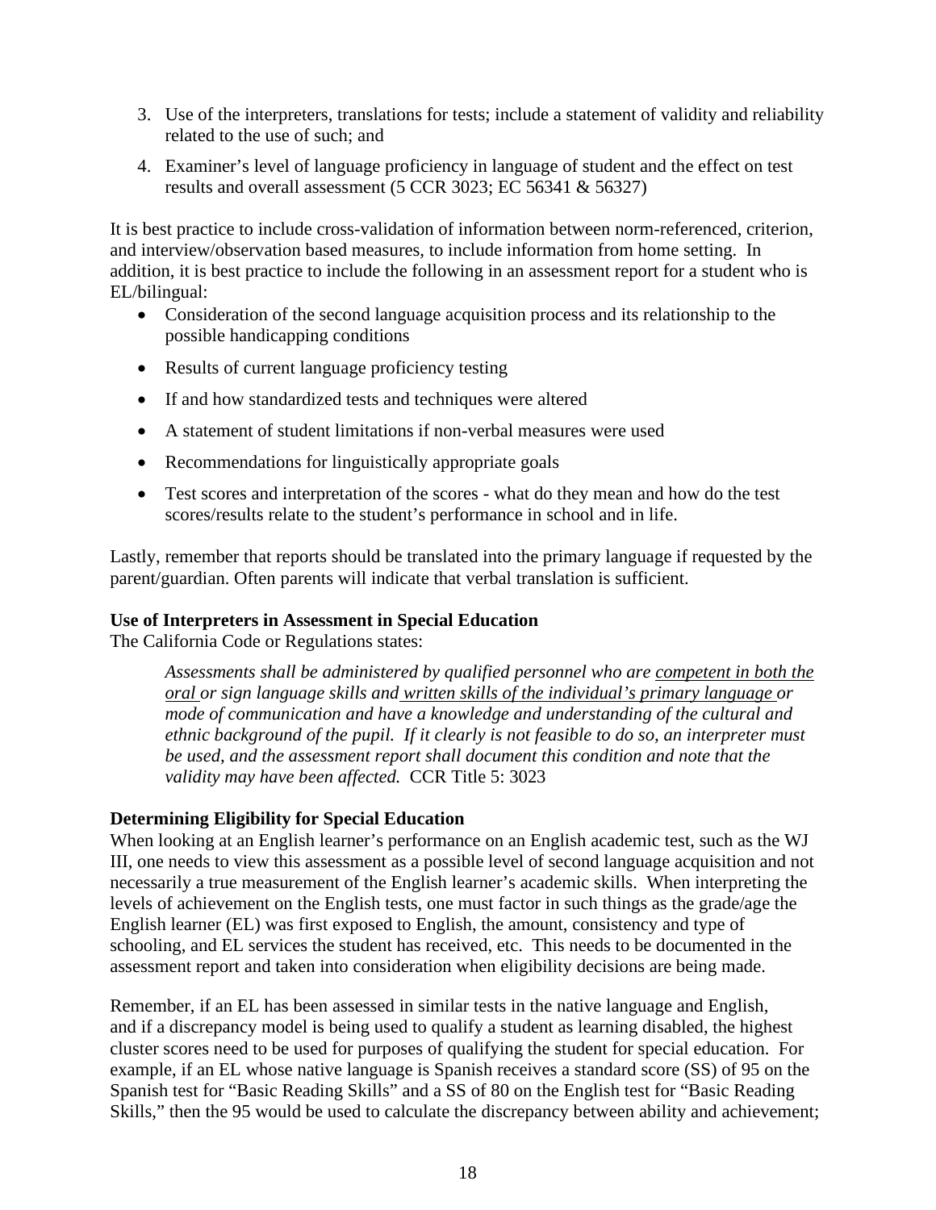3. Use of the interpreters, translations for tests; include a statement of validity and reliability related to the use of such; and

4. Examiner's level of language proficiency in language of student and the effect on test results and overall assessment (5 CCR 3023; EC 56341 & 56327)

It is best practice to include cross-validation of information between norm-referenced, criterion, and interview/observation based measures, to include information from home setting. In addition, it is best practice to include the following in an assessment report for a student who is EL/bilingual:

- Consideration of the second language acquisition process and its relationship to the possible handicapping conditions
- Results of current language proficiency testing
- If and how standardized tests and techniques were altered
- A statement of student limitations if non-verbal measures were used
- Recommendations for linguistically appropriate goals
- Test scores and interpretation of the scores - what do they mean and how do the test scores/results relate to the student's performance in school and in life.

Lastly, remember that reports should be translated into the primary language if requested by the parent/guardian. Often parents will indicate that verbal translation is sufficient.

**Use of Interpreters in Assessment in Special Education**

The California Code or Regulations states:

> *Assessments shall be administered by qualified personnel who are <u>competent in both the oral</u> or sign language skills and <u>written skills of the individual's primary language</u> or mode of communication and have a knowledge and understanding of the cultural and ethnic background of the pupil. If it clearly is not feasible to do so, an interpreter must be used, and the assessment report shall document this condition and note that the validity may have been affected.* CCR Title 5: 3023

**Determining Eligibility for Special Education**

When looking at an English learner's performance on an English academic test, such as the WJ III, one needs to view this assessment as a possible level of second language acquisition and not necessarily a true measurement of the English learner's academic skills. When interpreting the levels of achievement on the English tests, one must factor in such things as the grade/age the English learner (EL) was first exposed to English, the amount, consistency and type of schooling, and EL services the student has received, etc. This needs to be documented in the assessment report and taken into consideration when eligibility decisions are being made.

Remember, if an EL has been assessed in similar tests in the native language and English, and if a discrepancy model is being used to qualify a student as learning disabled, the highest cluster scores need to be used for purposes of qualifying the student for special education. For example, if an EL whose native language is Spanish receives a standard score (SS) of 95 on the Spanish test for "Basic Reading Skills" and a SS of 80 on the English test for "Basic Reading Skills," then the 95 would be used to calculate the discrepancy between ability and achievement;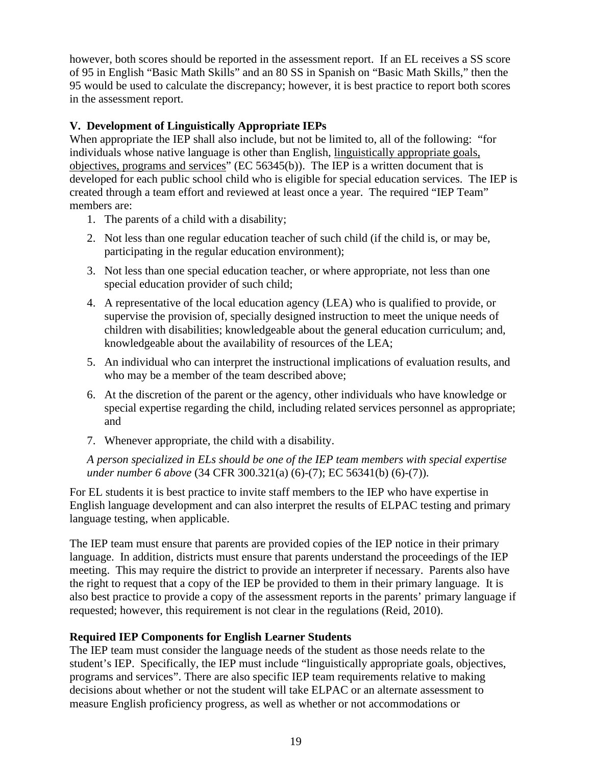however, both scores should be reported in the assessment report. If an EL receives a SS score of 95 in English "Basic Math Skills" and an 80 SS in Spanish on "Basic Math Skills," then the 95 would be used to calculate the discrepancy; however, it is best practice to report both scores in the assessment report.

### V. Development of Linguistically Appropriate IEPs

When appropriate the IEP shall also include, but not be limited to, all of the following: "for individuals whose native language is other than English, linguistically appropriate goals, objectives, programs and services" (EC 56345(b)). The IEP is a written document that is developed for each public school child who is eligible for special education services. The IEP is created through a team effort and reviewed at least once a year. The required "IEP Team" members are:

1. The parents of a child with a disability;
2. Not less than one regular education teacher of such child (if the child is, or may be, participating in the regular education environment);
3. Not less than one special education teacher, or where appropriate, not less than one special education provider of such child;
4. A representative of the local education agency (LEA) who is qualified to provide, or supervise the provision of, specially designed instruction to meet the unique needs of children with disabilities; knowledgeable about the general education curriculum; and, knowledgeable about the availability of resources of the LEA;
5. An individual who can interpret the instructional implications of evaluation results, and who may be a member of the team described above;
6. At the discretion of the parent or the agency, other individuals who have knowledge or special expertise regarding the child, including related services personnel as appropriate; and
7. Whenever appropriate, the child with a disability.

*A person specialized in ELs should be one of the IEP team members with special expertise under number 6 above* (34 CFR 300.321(a) (6)-(7); EC 56341(b) (6)-(7)).

For EL students it is best practice to invite staff members to the IEP who have expertise in English language development and can also interpret the results of ELPAC testing and primary language testing, when applicable.

The IEP team must ensure that parents are provided copies of the IEP notice in their primary language. In addition, districts must ensure that parents understand the proceedings of the IEP meeting. This may require the district to provide an interpreter if necessary. Parents also have the right to request that a copy of the IEP be provided to them in their primary language. It is also best practice to provide a copy of the assessment reports in the parents' primary language if requested; however, this requirement is not clear in the regulations (Reid, 2010).

### Required IEP Components for English Learner Students

The IEP team must consider the language needs of the student as those needs relate to the student's IEP. Specifically, the IEP must include "linguistically appropriate goals, objectives, programs and services". There are also specific IEP team requirements relative to making decisions about whether or not the student will take ELPAC or an alternate assessment to measure English proficiency progress, as well as whether or not accommodations or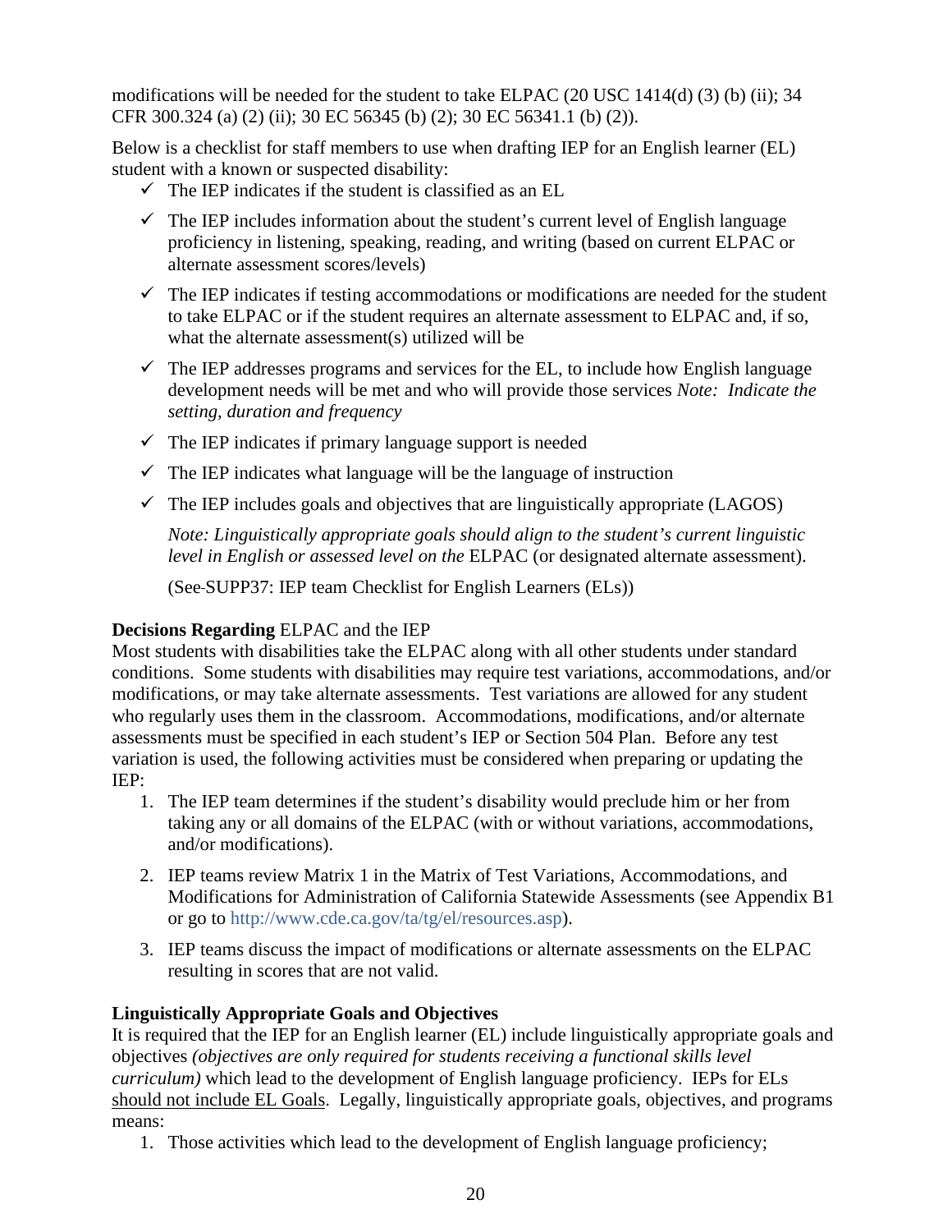modifications will be needed for the student to take ELPAC (20 USC 1414(d) (3) (b) (ii); 34 CFR 300.324 (a) (2) (ii); 30 EC 56345 (b) (2); 30 EC 56341.1 (b) (2)).

Below is a checklist for staff members to use when drafting IEP for an English learner (EL) student with a known or suspected disability:

- ✓ The IEP indicates if the student is classified as an EL
- ✓ The IEP includes information about the student's current level of English language proficiency in listening, speaking, reading, and writing (based on current ELPAC or alternate assessment scores/levels)
- ✓ The IEP indicates if testing accommodations or modifications are needed for the student to take ELPAC or if the student requires an alternate assessment to ELPAC and, if so, what the alternate assessment(s) utilized will be
- ✓ The IEP addresses programs and services for the EL, to include how English language development needs will be met and who will provide those services *Note: Indicate the setting, duration and frequency*
- ✓ The IEP indicates if primary language support is needed
- ✓ The IEP indicates what language will be the language of instruction
- ✓ The IEP includes goals and objectives that are linguistically appropriate (LAGOS)

  *Note: Linguistically appropriate goals should align to the student's current linguistic level in English or assessed level on the* ELPAC (or designated alternate assessment).

  (See SUPP37: IEP team Checklist for English Learners (ELs))

**Decisions Regarding** ELPAC and the IEP

Most students with disabilities take the ELPAC along with all other students under standard conditions. Some students with disabilities may require test variations, accommodations, and/or modifications, or may take alternate assessments. Test variations are allowed for any student who regularly uses them in the classroom. Accommodations, modifications, and/or alternate assessments must be specified in each student's IEP or Section 504 Plan. Before any test variation is used, the following activities must be considered when preparing or updating the IEP:

1. The IEP team determines if the student's disability would preclude him or her from taking any or all domains of the ELPAC (with or without variations, accommodations, and/or modifications).
2. IEP teams review Matrix 1 in the Matrix of Test Variations, Accommodations, and Modifications for Administration of California Statewide Assessments (see Appendix B1 or go to http://www.cde.ca.gov/ta/tg/el/resources.asp).
3. IEP teams discuss the impact of modifications or alternate assessments on the ELPAC resulting in scores that are not valid.

**Linguistically Appropriate Goals and Objectives**

It is required that the IEP for an English learner (EL) include linguistically appropriate goals and objectives *(objectives are only required for students receiving a functional skills level curriculum)* which lead to the development of English language proficiency. IEPs for ELs <u>should not include EL Goals</u>. Legally, linguistically appropriate goals, objectives, and programs means:

1. Those activities which lead to the development of English language proficiency;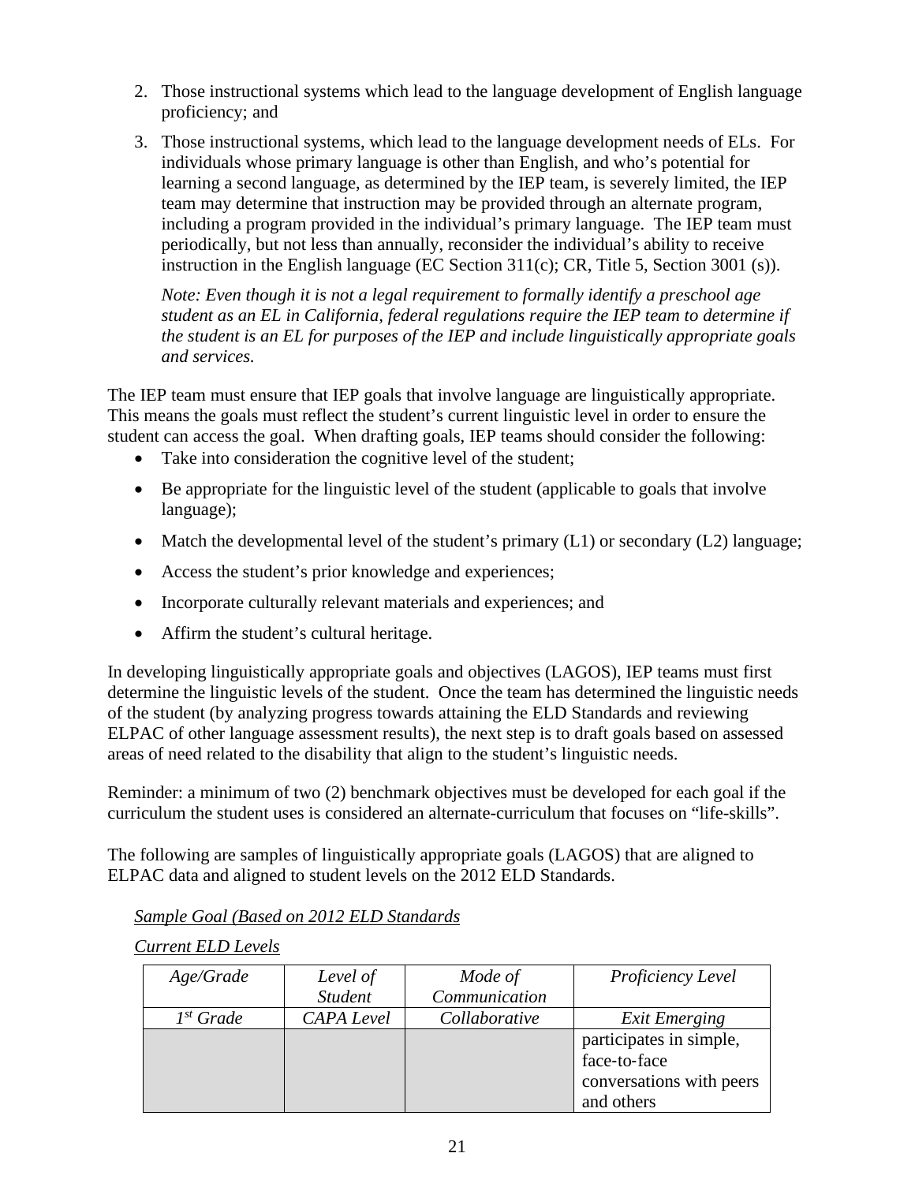2. Those instructional systems which lead to the language development of English language proficiency; and

3. Those instructional systems, which lead to the language development needs of ELs. For individuals whose primary language is other than English, and who's potential for learning a second language, as determined by the IEP team, is severely limited, the IEP team may determine that instruction may be provided through an alternate program, including a program provided in the individual's primary language. The IEP team must periodically, but not less than annually, reconsider the individual's ability to receive instruction in the English language (EC Section 311(c); CR, Title 5, Section 3001 (s)).

   *Note: Even though it is not a legal requirement to formally identify a preschool age student as an EL in California, federal regulations require the IEP team to determine if the student is an EL for purposes of the IEP and include linguistically appropriate goals and services.*

The IEP team must ensure that IEP goals that involve language are linguistically appropriate. This means the goals must reflect the student's current linguistic level in order to ensure the student can access the goal. When drafting goals, IEP teams should consider the following:

- Take into consideration the cognitive level of the student;
- Be appropriate for the linguistic level of the student (applicable to goals that involve language);
- Match the developmental level of the student's primary (L1) or secondary (L2) language;
- Access the student's prior knowledge and experiences;
- Incorporate culturally relevant materials and experiences; and
- Affirm the student's cultural heritage.

In developing linguistically appropriate goals and objectives (LAGOS), IEP teams must first determine the linguistic levels of the student. Once the team has determined the linguistic needs of the student (by analyzing progress towards attaining the ELD Standards and reviewing ELPAC of other language assessment results), the next step is to draft goals based on assessed areas of need related to the disability that align to the student's linguistic needs.

Reminder: a minimum of two (2) benchmark objectives must be developed for each goal if the curriculum the student uses is considered an alternate-curriculum that focuses on "life-skills".

The following are samples of linguistically appropriate goals (LAGOS) that are aligned to ELPAC data and aligned to student levels on the 2012 ELD Standards.

*Sample Goal (Based on 2012 ELD Standards*

*Current ELD Levels*

| *Age/Grade* | *Level of Student* | *Mode of Communication* | *Proficiency Level* |
|---|---|---|---|
| *1st Grade* | *CAPA Level* | *Collaborative* | *Exit Emerging* |
| | | | participates in simple, face-to-face conversations with peers and others |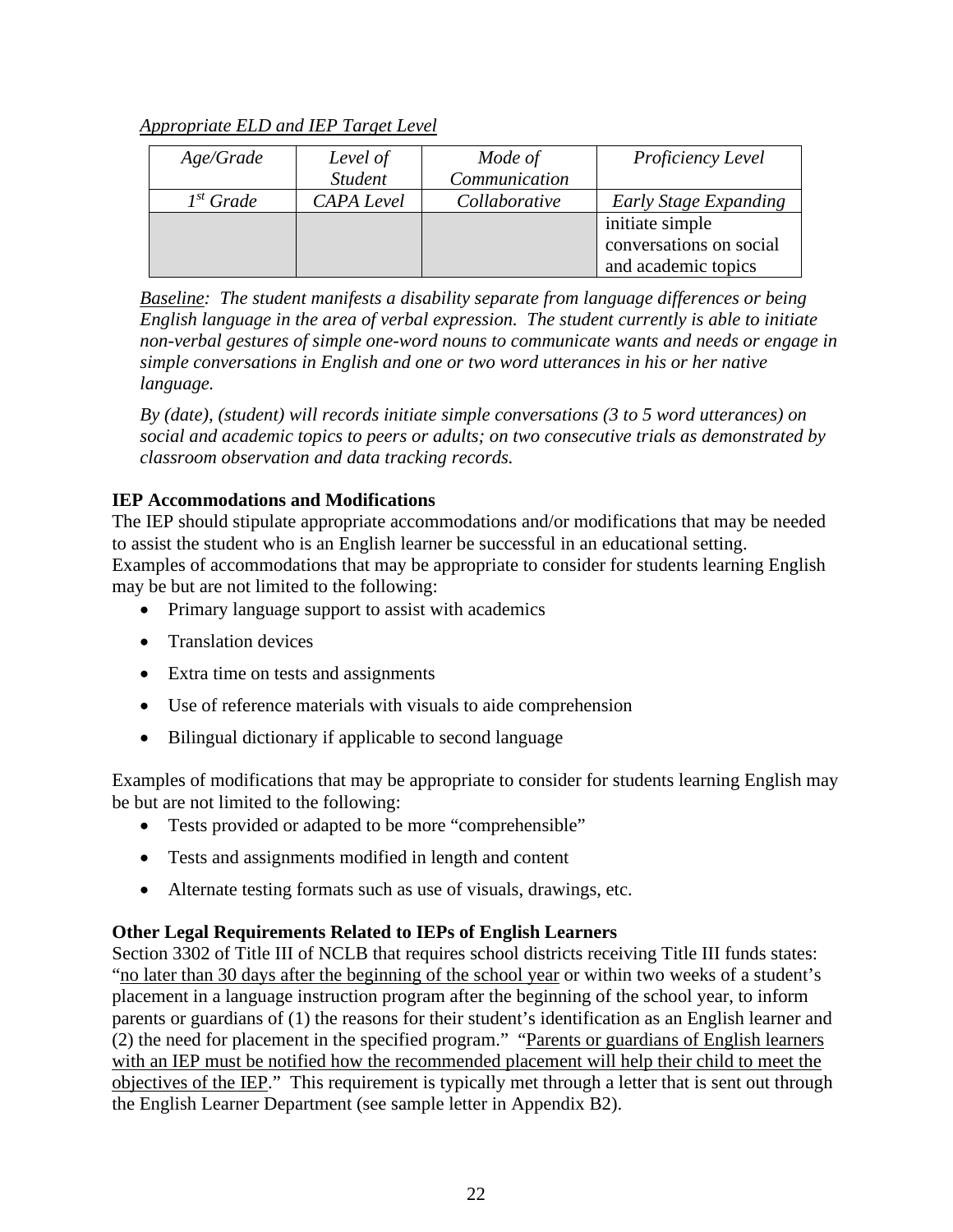*<u>Appropriate ELD and IEP Target Level</u>*

| *Age/Grade* | *Level of Student* | *Mode of Communication* | *Proficiency Level* |
|---|---|---|---|
| *1st Grade* | *CAPA Level* | *Collaborative* | *Early Stage Expanding* |
| | | | initiate simple conversations on social and academic topics |

*<u>Baseline</u>: The student manifests a disability separate from language differences or being English language in the area of verbal expression. The student currently is able to initiate non-verbal gestures of simple one-word nouns to communicate wants and needs or engage in simple conversations in English and one or two word utterances in his or her native language.*

*By (date), (student) will records initiate simple conversations (3 to 5 word utterances) on social and academic topics to peers or adults; on two consecutive trials as demonstrated by classroom observation and data tracking records.*

**IEP Accommodations and Modifications**

The IEP should stipulate appropriate accommodations and/or modifications that may be needed to assist the student who is an English learner be successful in an educational setting. Examples of accommodations that may be appropriate to consider for students learning English may be but are not limited to the following:

- Primary language support to assist with academics
- Translation devices
- Extra time on tests and assignments
- Use of reference materials with visuals to aide comprehension
- Bilingual dictionary if applicable to second language

Examples of modifications that may be appropriate to consider for students learning English may be but are not limited to the following:

- Tests provided or adapted to be more "comprehensible"
- Tests and assignments modified in length and content
- Alternate testing formats such as use of visuals, drawings, etc.

**Other Legal Requirements Related to IEPs of English Learners**

Section 3302 of Title III of NCLB that requires school districts receiving Title III funds states: "<u>no later than 30 days after the beginning of the school year</u> or within two weeks of a student's placement in a language instruction program after the beginning of the school year, to inform parents or guardians of (1) the reasons for their student's identification as an English learner and (2) the need for placement in the specified program." "<u>Parents or guardians of English learners with an IEP must be notified how the recommended placement will help their child to meet the objectives of the IEP</u>." This requirement is typically met through a letter that is sent out through the English Learner Department (see sample letter in Appendix B2).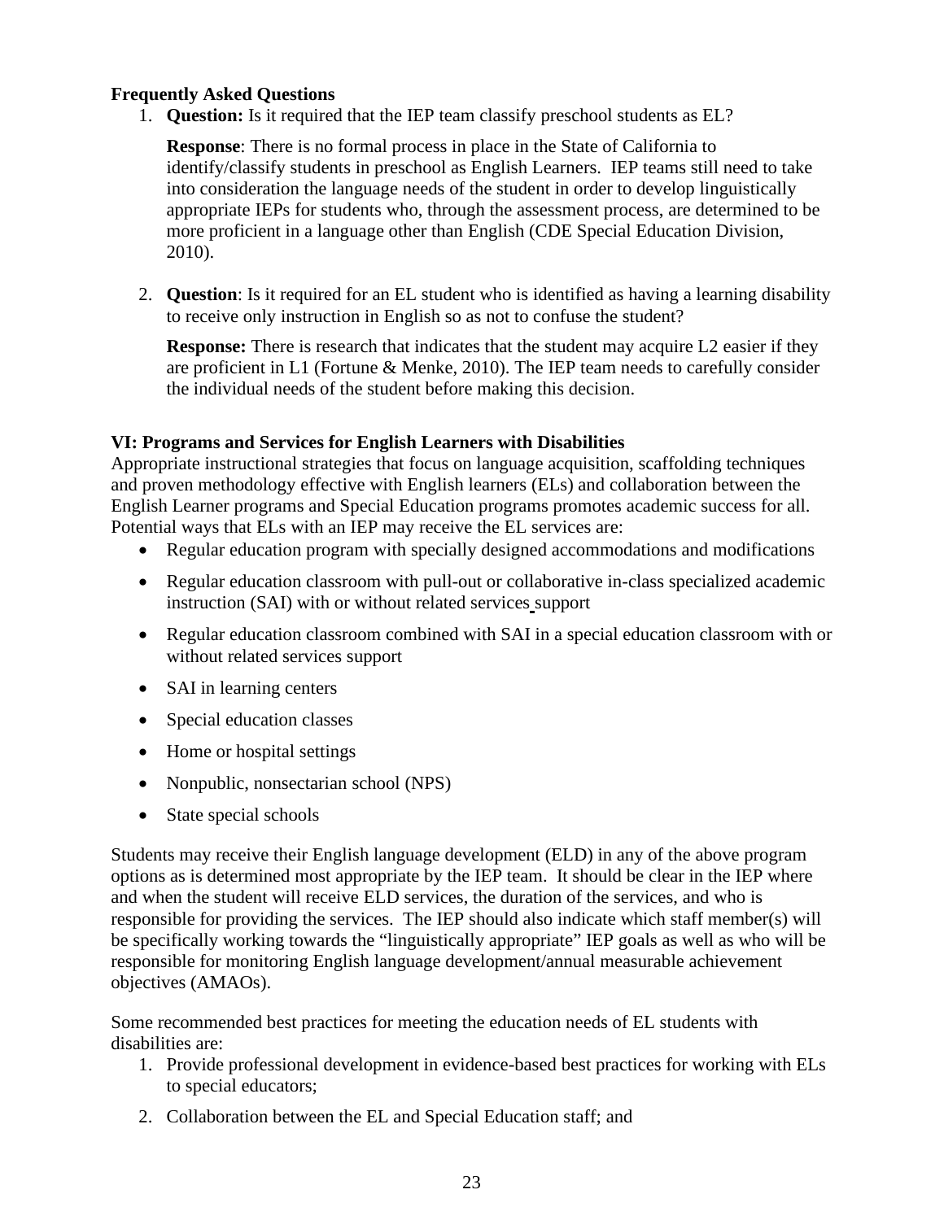**Frequently Asked Questions**

1. **Question:** Is it required that the IEP team classify preschool students as EL?

   **Response**: There is no formal process in place in the State of California to identify/classify students in preschool as English Learners. IEP teams still need to take into consideration the language needs of the student in order to develop linguistically appropriate IEPs for students who, through the assessment process, are determined to be more proficient in a language other than English (CDE Special Education Division, 2010).

2. **Question**: Is it required for an EL student who is identified as having a learning disability to receive only instruction in English so as not to confuse the student?

   **Response:** There is research that indicates that the student may acquire L2 easier if they are proficient in L1 (Fortune & Menke, 2010). The IEP team needs to carefully consider the individual needs of the student before making this decision.

**VI: Programs and Services for English Learners with Disabilities**

Appropriate instructional strategies that focus on language acquisition, scaffolding techniques and proven methodology effective with English learners (ELs) and collaboration between the English Learner programs and Special Education programs promotes academic success for all. Potential ways that ELs with an IEP may receive the EL services are:

- Regular education program with specially designed accommodations and modifications
- Regular education classroom with pull-out or collaborative in-class specialized academic instruction (SAI) with or without related services support
- Regular education classroom combined with SAI in a special education classroom with or without related services support
- SAI in learning centers
- Special education classes
- Home or hospital settings
- Nonpublic, nonsectarian school (NPS)
- State special schools

Students may receive their English language development (ELD) in any of the above program options as is determined most appropriate by the IEP team. It should be clear in the IEP where and when the student will receive ELD services, the duration of the services, and who is responsible for providing the services. The IEP should also indicate which staff member(s) will be specifically working towards the "linguistically appropriate" IEP goals as well as who will be responsible for monitoring English language development/annual measurable achievement objectives (AMAOs).

Some recommended best practices for meeting the education needs of EL students with disabilities are:

1. Provide professional development in evidence-based best practices for working with ELs to special educators;
2. Collaboration between the EL and Special Education staff; and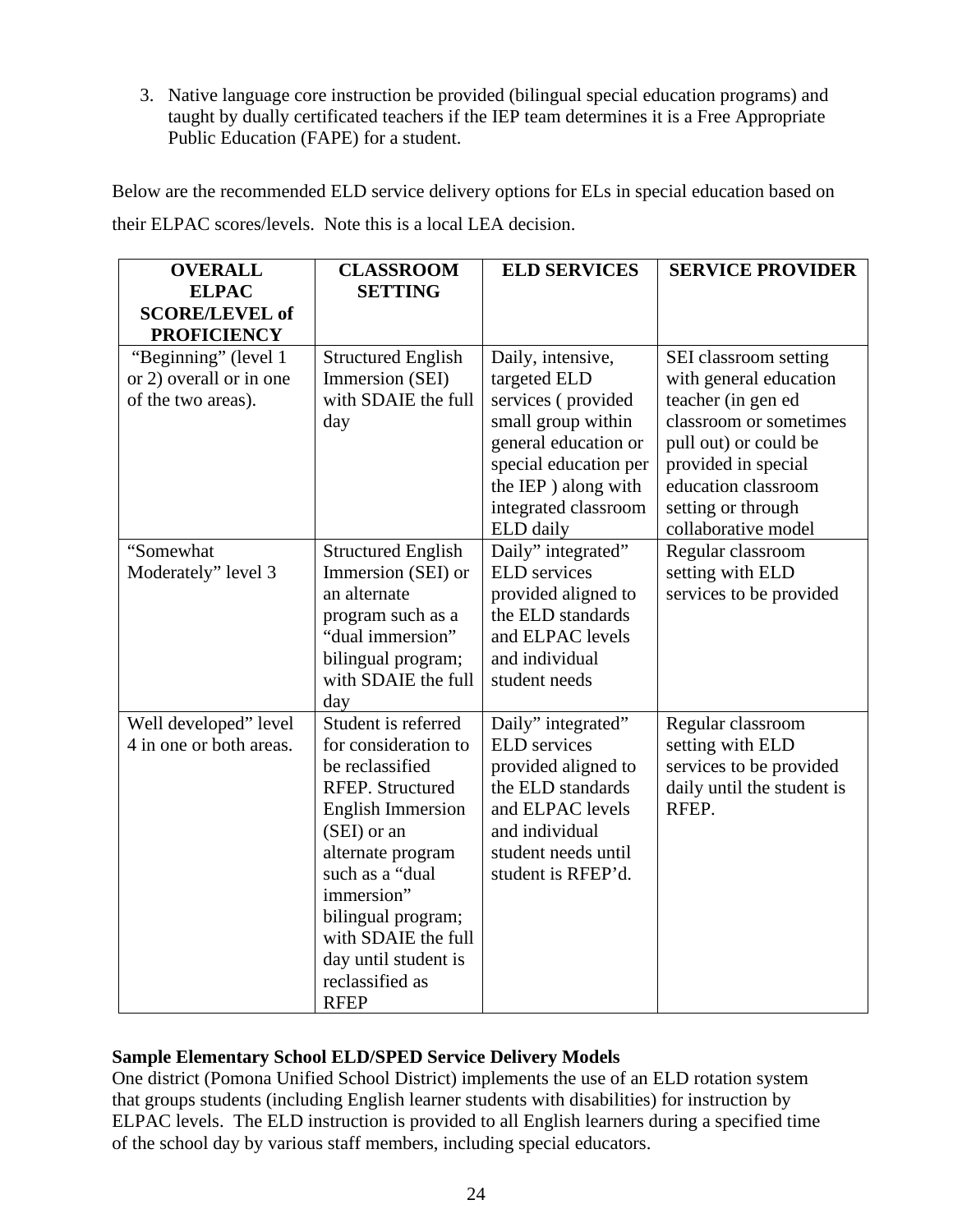3. Native language core instruction be provided (bilingual special education programs) and taught by dually certificated teachers if the IEP team determines it is a Free Appropriate Public Education (FAPE) for a student.

Below are the recommended ELD service delivery options for ELs in special education based on their ELPAC scores/levels. Note this is a local LEA decision.

| OVERALL ELPAC SCORE/LEVEL of PROFICIENCY | CLASSROOM SETTING | ELD SERVICES | SERVICE PROVIDER |
|---|---|---|---|
| "Beginning" (level 1 or 2) overall or in one of the two areas). | Structured English Immersion (SEI) with SDAIE the full day | Daily, intensive, targeted ELD services ( provided small group within general education or special education per the IEP ) along with integrated classroom ELD daily | SEI classroom setting with general education teacher (in gen ed classroom or sometimes pull out) or could be provided in special education classroom setting or through collaborative model |
| "Somewhat Moderately" level 3 | Structured English Immersion (SEI) or an alternate program such as a "dual immersion" bilingual program; with SDAIE the full day | Daily" integrated" ELD services provided aligned to the ELD standards and ELPAC levels and individual student needs | Regular classroom setting with ELD services to be provided |
| Well developed" level 4 in one or both areas. | Student is referred for consideration to be reclassified RFEP. Structured English Immersion (SEI) or an alternate program such as a "dual immersion" bilingual program; with SDAIE the full day until student is reclassified as RFEP | Daily" integrated" ELD services provided aligned to the ELD standards and ELPAC levels and individual student needs until student is RFEP'd. | Regular classroom setting with ELD services to be provided daily until the student is RFEP. |

**Sample Elementary School ELD/SPED Service Delivery Models**

One district (Pomona Unified School District) implements the use of an ELD rotation system that groups students (including English learner students with disabilities) for instruction by ELPAC levels. The ELD instruction is provided to all English learners during a specified time of the school day by various staff members, including special educators.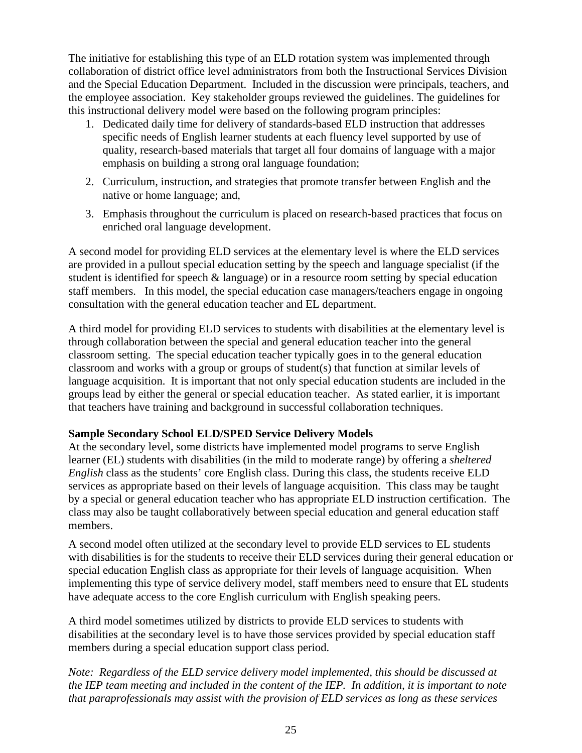The initiative for establishing this type of an ELD rotation system was implemented through collaboration of district office level administrators from both the Instructional Services Division and the Special Education Department. Included in the discussion were principals, teachers, and the employee association. Key stakeholder groups reviewed the guidelines. The guidelines for this instructional delivery model were based on the following program principles:

1. Dedicated daily time for delivery of standards-based ELD instruction that addresses specific needs of English learner students at each fluency level supported by use of quality, research-based materials that target all four domains of language with a major emphasis on building a strong oral language foundation;

2. Curriculum, instruction, and strategies that promote transfer between English and the native or home language; and,

3. Emphasis throughout the curriculum is placed on research-based practices that focus on enriched oral language development.

A second model for providing ELD services at the elementary level is where the ELD services are provided in a pullout special education setting by the speech and language specialist (if the student is identified for speech & language) or in a resource room setting by special education staff members. In this model, the special education case managers/teachers engage in ongoing consultation with the general education teacher and EL department.

A third model for providing ELD services to students with disabilities at the elementary level is through collaboration between the special and general education teacher into the general classroom setting. The special education teacher typically goes in to the general education classroom and works with a group or groups of student(s) that function at similar levels of language acquisition. It is important that not only special education students are included in the groups lead by either the general or special education teacher. As stated earlier, it is important that teachers have training and background in successful collaboration techniques.

**Sample Secondary School ELD/SPED Service Delivery Models**

At the secondary level, some districts have implemented model programs to serve English learner (EL) students with disabilities (in the mild to moderate range) by offering a *sheltered English* class as the students' core English class. During this class, the students receive ELD services as appropriate based on their levels of language acquisition. This class may be taught by a special or general education teacher who has appropriate ELD instruction certification. The class may also be taught collaboratively between special education and general education staff members.

A second model often utilized at the secondary level to provide ELD services to EL students with disabilities is for the students to receive their ELD services during their general education or special education English class as appropriate for their levels of language acquisition. When implementing this type of service delivery model, staff members need to ensure that EL students have adequate access to the core English curriculum with English speaking peers.

A third model sometimes utilized by districts to provide ELD services to students with disabilities at the secondary level is to have those services provided by special education staff members during a special education support class period.

*Note: Regardless of the ELD service delivery model implemented, this should be discussed at the IEP team meeting and included in the content of the IEP. In addition, it is important to note that paraprofessionals may assist with the provision of ELD services as long as these services*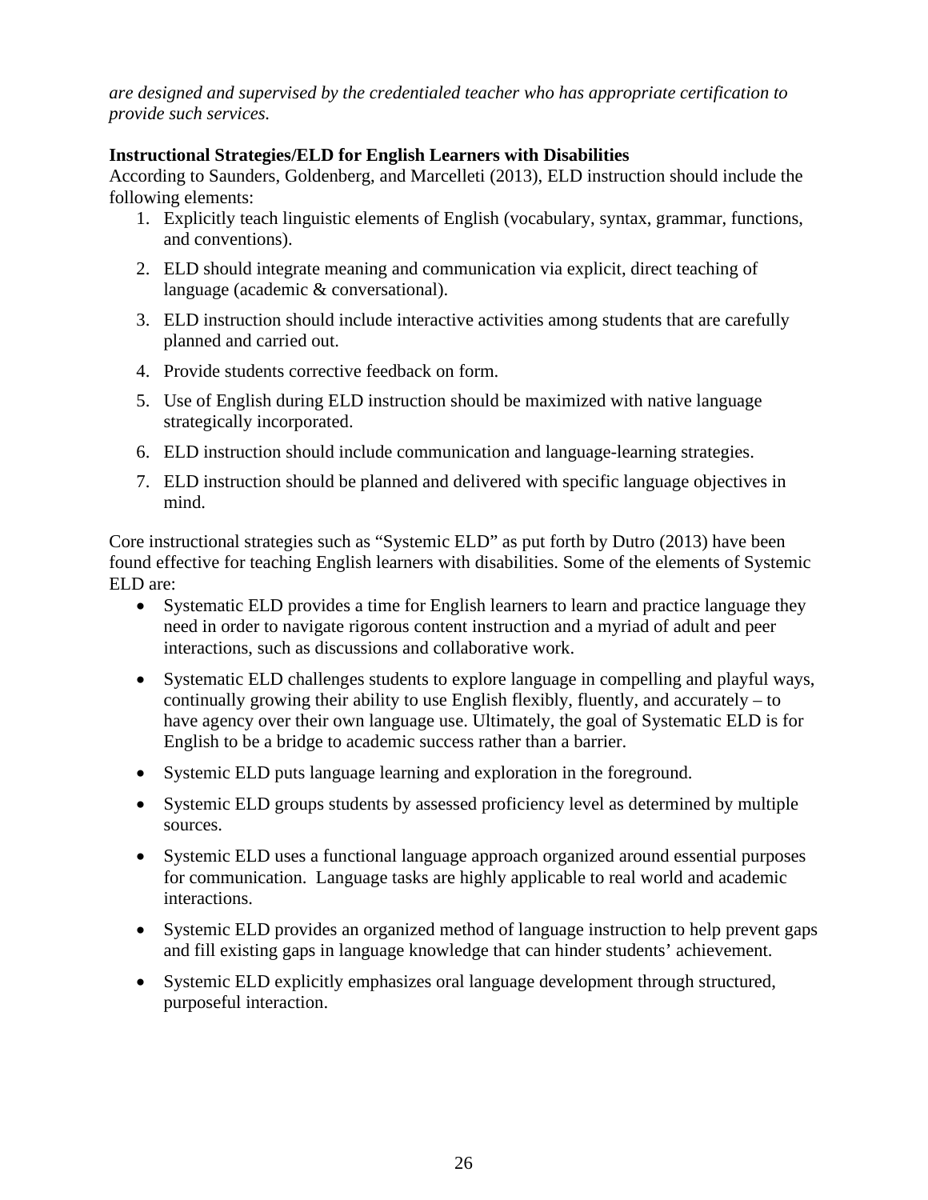*are designed and supervised by the credentialed teacher who has appropriate certification to provide such services.*

**Instructional Strategies/ELD for English Learners with Disabilities**

According to Saunders, Goldenberg, and Marcelleti (2013), ELD instruction should include the following elements:

1. Explicitly teach linguistic elements of English (vocabulary, syntax, grammar, functions, and conventions).
2. ELD should integrate meaning and communication via explicit, direct teaching of language (academic & conversational).
3. ELD instruction should include interactive activities among students that are carefully planned and carried out.
4. Provide students corrective feedback on form.
5. Use of English during ELD instruction should be maximized with native language strategically incorporated.
6. ELD instruction should include communication and language-learning strategies.
7. ELD instruction should be planned and delivered with specific language objectives in mind.

Core instructional strategies such as "Systemic ELD" as put forth by Dutro (2013) have been found effective for teaching English learners with disabilities. Some of the elements of Systemic ELD are:

- Systematic ELD provides a time for English learners to learn and practice language they need in order to navigate rigorous content instruction and a myriad of adult and peer interactions, such as discussions and collaborative work.
- Systematic ELD challenges students to explore language in compelling and playful ways, continually growing their ability to use English flexibly, fluently, and accurately – to have agency over their own language use. Ultimately, the goal of Systematic ELD is for English to be a bridge to academic success rather than a barrier.
- Systemic ELD puts language learning and exploration in the foreground.
- Systemic ELD groups students by assessed proficiency level as determined by multiple sources.
- Systemic ELD uses a functional language approach organized around essential purposes for communication. Language tasks are highly applicable to real world and academic interactions.
- Systemic ELD provides an organized method of language instruction to help prevent gaps and fill existing gaps in language knowledge that can hinder students' achievement.
- Systemic ELD explicitly emphasizes oral language development through structured, purposeful interaction.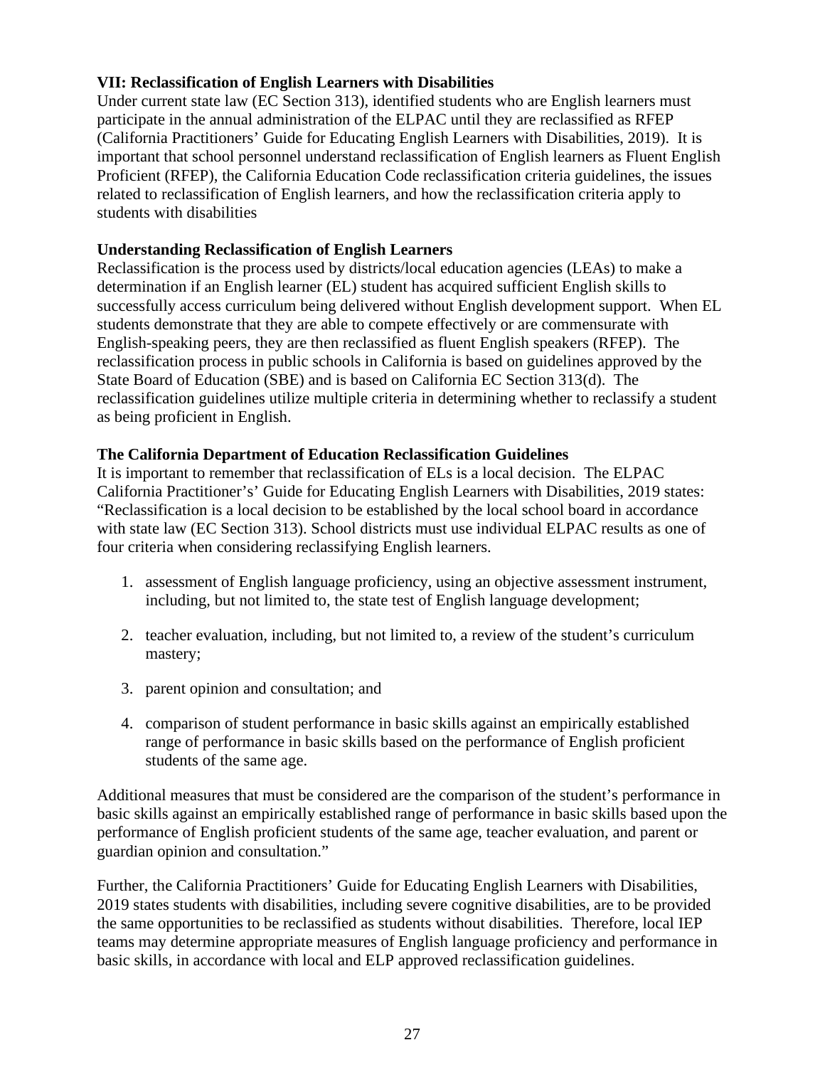**VII: Reclassification of English Learners with Disabilities**

Under current state law (EC Section 313), identified students who are English learners must participate in the annual administration of the ELPAC until they are reclassified as RFEP (California Practitioners' Guide for Educating English Learners with Disabilities, 2019). It is important that school personnel understand reclassification of English learners as Fluent English Proficient (RFEP), the California Education Code reclassification criteria guidelines, the issues related to reclassification of English learners, and how the reclassification criteria apply to students with disabilities

**Understanding Reclassification of English Learners**

Reclassification is the process used by districts/local education agencies (LEAs) to make a determination if an English learner (EL) student has acquired sufficient English skills to successfully access curriculum being delivered without English development support. When EL students demonstrate that they are able to compete effectively or are commensurate with English-speaking peers, they are then reclassified as fluent English speakers (RFEP). The reclassification process in public schools in California is based on guidelines approved by the State Board of Education (SBE) and is based on California EC Section 313(d). The reclassification guidelines utilize multiple criteria in determining whether to reclassify a student as being proficient in English.

**The California Department of Education Reclassification Guidelines**

It is important to remember that reclassification of ELs is a local decision. The ELPAC California Practitioner's' Guide for Educating English Learners with Disabilities, 2019 states: "Reclassification is a local decision to be established by the local school board in accordance with state law (EC Section 313). School districts must use individual ELPAC results as one of four criteria when considering reclassifying English learners.

1. assessment of English language proficiency, using an objective assessment instrument, including, but not limited to, the state test of English language development;

2. teacher evaluation, including, but not limited to, a review of the student's curriculum mastery;

3. parent opinion and consultation; and

4. comparison of student performance in basic skills against an empirically established range of performance in basic skills based on the performance of English proficient students of the same age.

Additional measures that must be considered are the comparison of the student's performance in basic skills against an empirically established range of performance in basic skills based upon the performance of English proficient students of the same age, teacher evaluation, and parent or guardian opinion and consultation."

Further, the California Practitioners' Guide for Educating English Learners with Disabilities, 2019 states students with disabilities, including severe cognitive disabilities, are to be provided the same opportunities to be reclassified as students without disabilities. Therefore, local IEP teams may determine appropriate measures of English language proficiency and performance in basic skills, in accordance with local and ELP approved reclassification guidelines.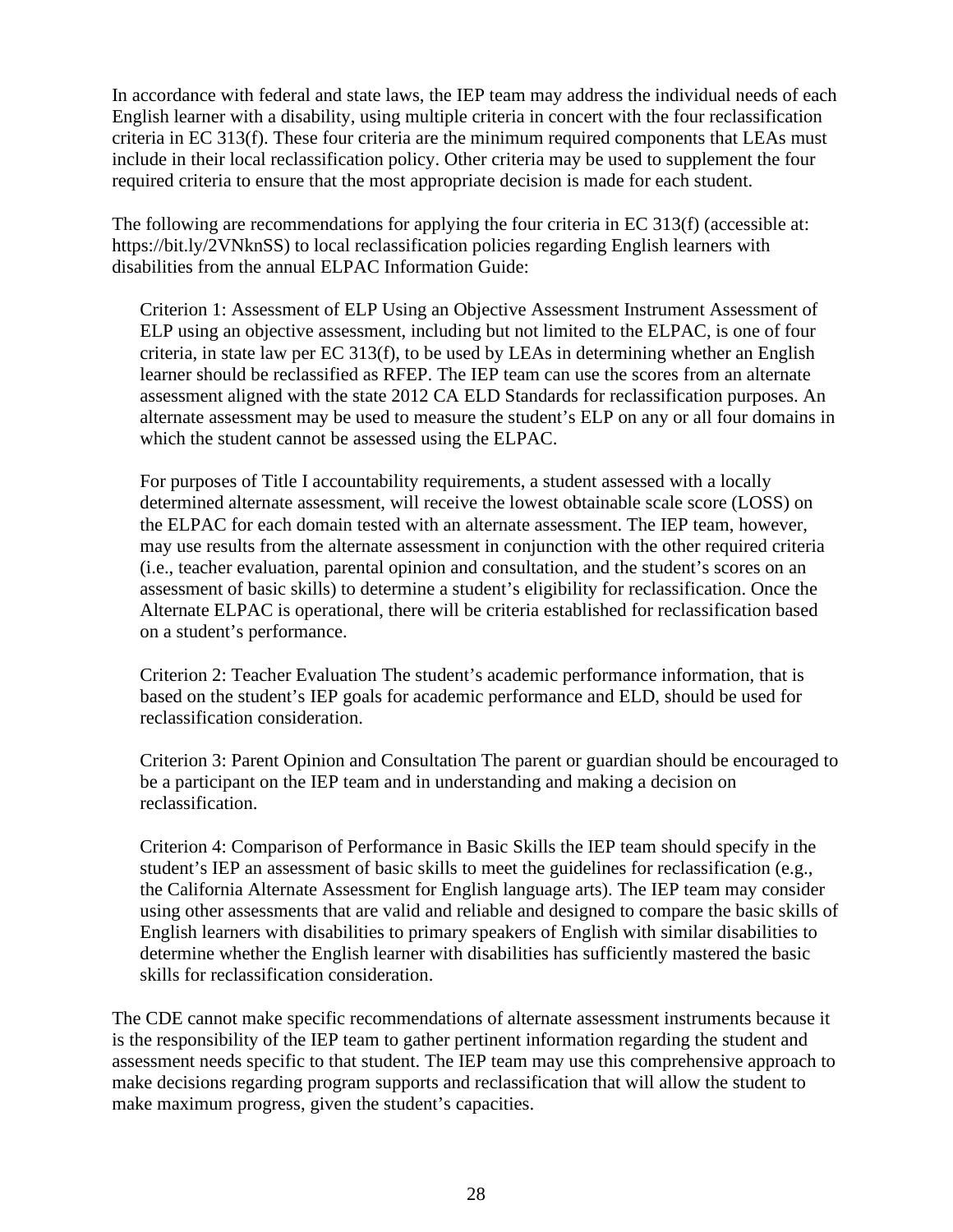In accordance with federal and state laws, the IEP team may address the individual needs of each English learner with a disability, using multiple criteria in concert with the four reclassification criteria in EC 313(f). These four criteria are the minimum required components that LEAs must include in their local reclassification policy. Other criteria may be used to supplement the four required criteria to ensure that the most appropriate decision is made for each student.

The following are recommendations for applying the four criteria in EC 313(f) (accessible at: https://bit.ly/2VNknSS) to local reclassification policies regarding English learners with disabilities from the annual ELPAC Information Guide:

> Criterion 1: Assessment of ELP Using an Objective Assessment Instrument Assessment of ELP using an objective assessment, including but not limited to the ELPAC, is one of four criteria, in state law per EC 313(f), to be used by LEAs in determining whether an English learner should be reclassified as RFEP. The IEP team can use the scores from an alternate assessment aligned with the state 2012 CA ELD Standards for reclassification purposes. An alternate assessment may be used to measure the student's ELP on any or all four domains in which the student cannot be assessed using the ELPAC.
>
> For purposes of Title I accountability requirements, a student assessed with a locally determined alternate assessment, will receive the lowest obtainable scale score (LOSS) on the ELPAC for each domain tested with an alternate assessment. The IEP team, however, may use results from the alternate assessment in conjunction with the other required criteria (i.e., teacher evaluation, parental opinion and consultation, and the student's scores on an assessment of basic skills) to determine a student's eligibility for reclassification. Once the Alternate ELPAC is operational, there will be criteria established for reclassification based on a student's performance.
>
> Criterion 2: Teacher Evaluation The student's academic performance information, that is based on the student's IEP goals for academic performance and ELD, should be used for reclassification consideration.
>
> Criterion 3: Parent Opinion and Consultation The parent or guardian should be encouraged to be a participant on the IEP team and in understanding and making a decision on reclassification.
>
> Criterion 4: Comparison of Performance in Basic Skills the IEP team should specify in the student's IEP an assessment of basic skills to meet the guidelines for reclassification (e.g., the California Alternate Assessment for English language arts). The IEP team may consider using other assessments that are valid and reliable and designed to compare the basic skills of English learners with disabilities to primary speakers of English with similar disabilities to determine whether the English learner with disabilities has sufficiently mastered the basic skills for reclassification consideration.

The CDE cannot make specific recommendations of alternate assessment instruments because it is the responsibility of the IEP team to gather pertinent information regarding the student and assessment needs specific to that student. The IEP team may use this comprehensive approach to make decisions regarding program supports and reclassification that will allow the student to make maximum progress, given the student's capacities.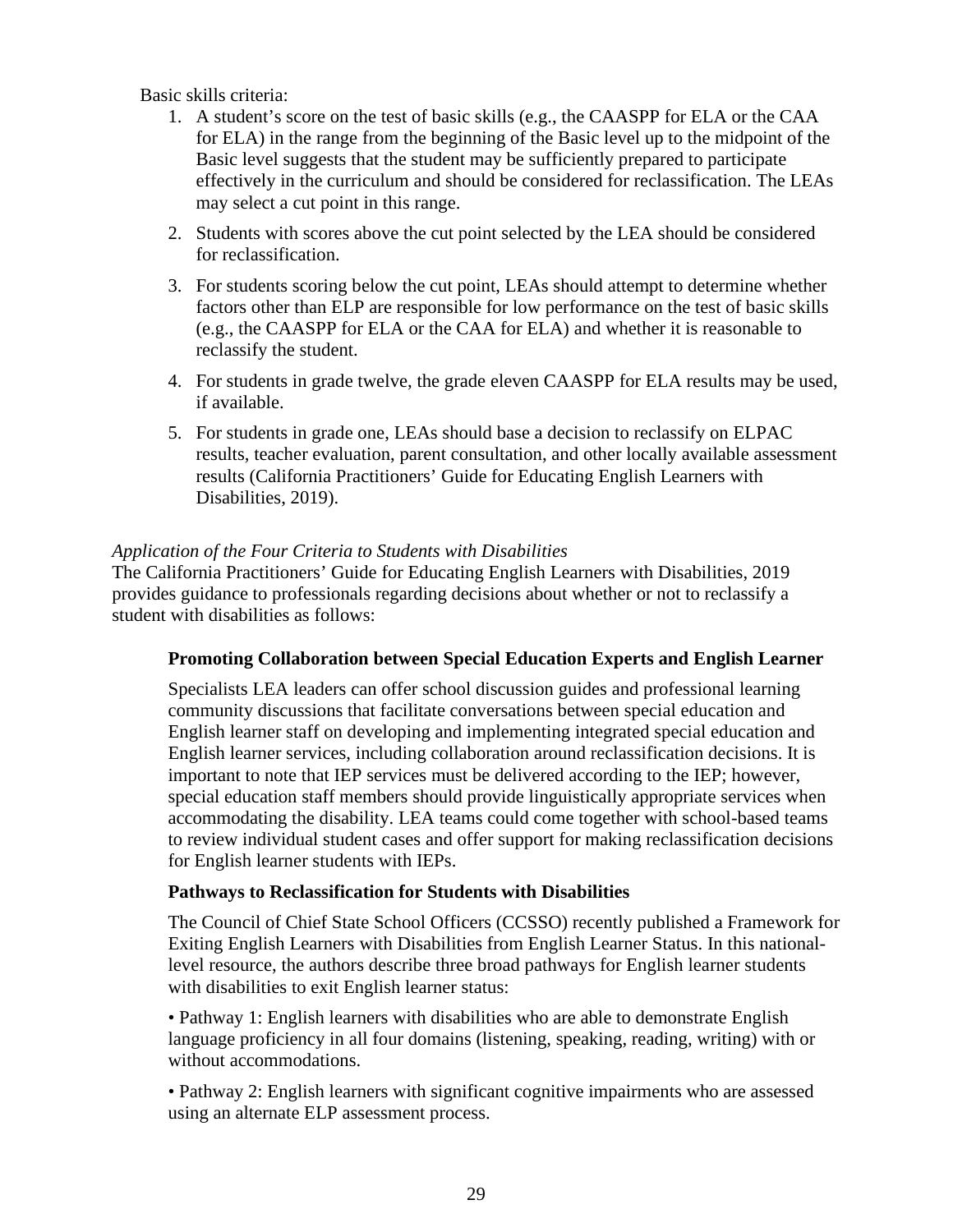Basic skills criteria:

1. A student's score on the test of basic skills (e.g., the CAASPP for ELA or the CAA for ELA) in the range from the beginning of the Basic level up to the midpoint of the Basic level suggests that the student may be sufficiently prepared to participate effectively in the curriculum and should be considered for reclassification. The LEAs may select a cut point in this range.

2. Students with scores above the cut point selected by the LEA should be considered for reclassification.

3. For students scoring below the cut point, LEAs should attempt to determine whether factors other than ELP are responsible for low performance on the test of basic skills (e.g., the CAASPP for ELA or the CAA for ELA) and whether it is reasonable to reclassify the student.

4. For students in grade twelve, the grade eleven CAASPP for ELA results may be used, if available.

5. For students in grade one, LEAs should base a decision to reclassify on ELPAC results, teacher evaluation, parent consultation, and other locally available assessment results (California Practitioners' Guide for Educating English Learners with Disabilities, 2019).

*Application of the Four Criteria to Students with Disabilities*
The California Practitioners' Guide for Educating English Learners with Disabilities, 2019 provides guidance to professionals regarding decisions about whether or not to reclassify a student with disabilities as follows:

> **Promoting Collaboration between Special Education Experts and English Learner**
>
> Specialists LEA leaders can offer school discussion guides and professional learning community discussions that facilitate conversations between special education and English learner staff on developing and implementing integrated special education and English learner services, including collaboration around reclassification decisions. It is important to note that IEP services must be delivered according to the IEP; however, special education staff members should provide linguistically appropriate services when accommodating the disability. LEA teams could come together with school-based teams to review individual student cases and offer support for making reclassification decisions for English learner students with IEPs.
>
> **Pathways to Reclassification for Students with Disabilities**
>
> The Council of Chief State School Officers (CCSSO) recently published a Framework for Exiting English Learners with Disabilities from English Learner Status. In this national-level resource, the authors describe three broad pathways for English learner students with disabilities to exit English learner status:
>
> • Pathway 1: English learners with disabilities who are able to demonstrate English language proficiency in all four domains (listening, speaking, reading, writing) with or without accommodations.
>
> • Pathway 2: English learners with significant cognitive impairments who are assessed using an alternate ELP assessment process.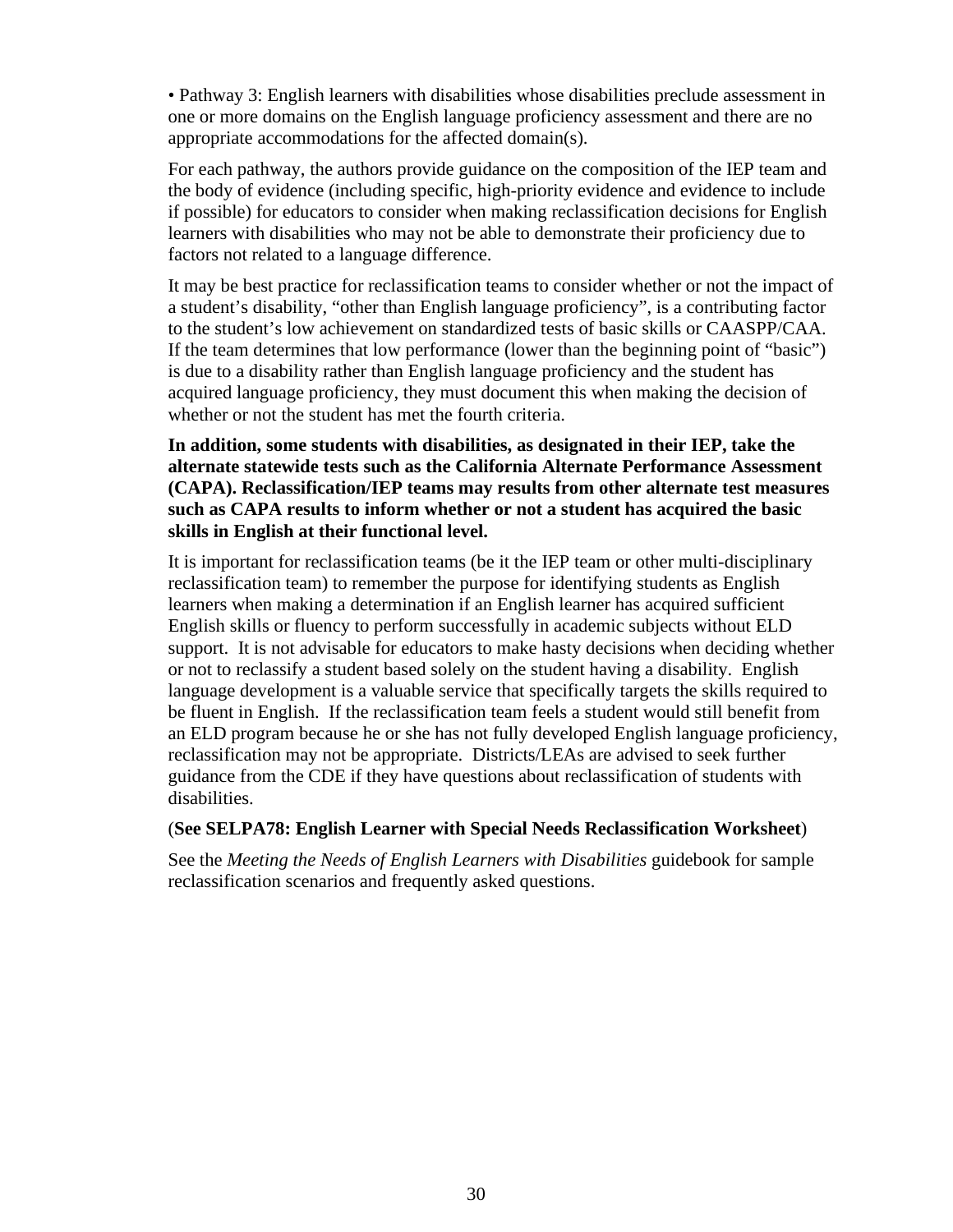• Pathway 3: English learners with disabilities whose disabilities preclude assessment in one or more domains on the English language proficiency assessment and there are no appropriate accommodations for the affected domain(s).

For each pathway, the authors provide guidance on the composition of the IEP team and the body of evidence (including specific, high-priority evidence and evidence to include if possible) for educators to consider when making reclassification decisions for English learners with disabilities who may not be able to demonstrate their proficiency due to factors not related to a language difference.

It may be best practice for reclassification teams to consider whether or not the impact of a student's disability, "other than English language proficiency", is a contributing factor to the student's low achievement on standardized tests of basic skills or CAASPP/CAA. If the team determines that low performance (lower than the beginning point of "basic") is due to a disability rather than English language proficiency and the student has acquired language proficiency, they must document this when making the decision of whether or not the student has met the fourth criteria.

**In addition, some students with disabilities, as designated in their IEP, take the alternate statewide tests such as the California Alternate Performance Assessment (CAPA). Reclassification/IEP teams may results from other alternate test measures such as CAPA results to inform whether or not a student has acquired the basic skills in English at their functional level.**

It is important for reclassification teams (be it the IEP team or other multi-disciplinary reclassification team) to remember the purpose for identifying students as English learners when making a determination if an English learner has acquired sufficient English skills or fluency to perform successfully in academic subjects without ELD support. It is not advisable for educators to make hasty decisions when deciding whether or not to reclassify a student based solely on the student having a disability. English language development is a valuable service that specifically targets the skills required to be fluent in English. If the reclassification team feels a student would still benefit from an ELD program because he or she has not fully developed English language proficiency, reclassification may not be appropriate. Districts/LEAs are advised to seek further guidance from the CDE if they have questions about reclassification of students with disabilities.

(**See SELPA78: English Learner with Special Needs Reclassification Worksheet**)

See the *Meeting the Needs of English Learners with Disabilities* guidebook for sample reclassification scenarios and frequently asked questions.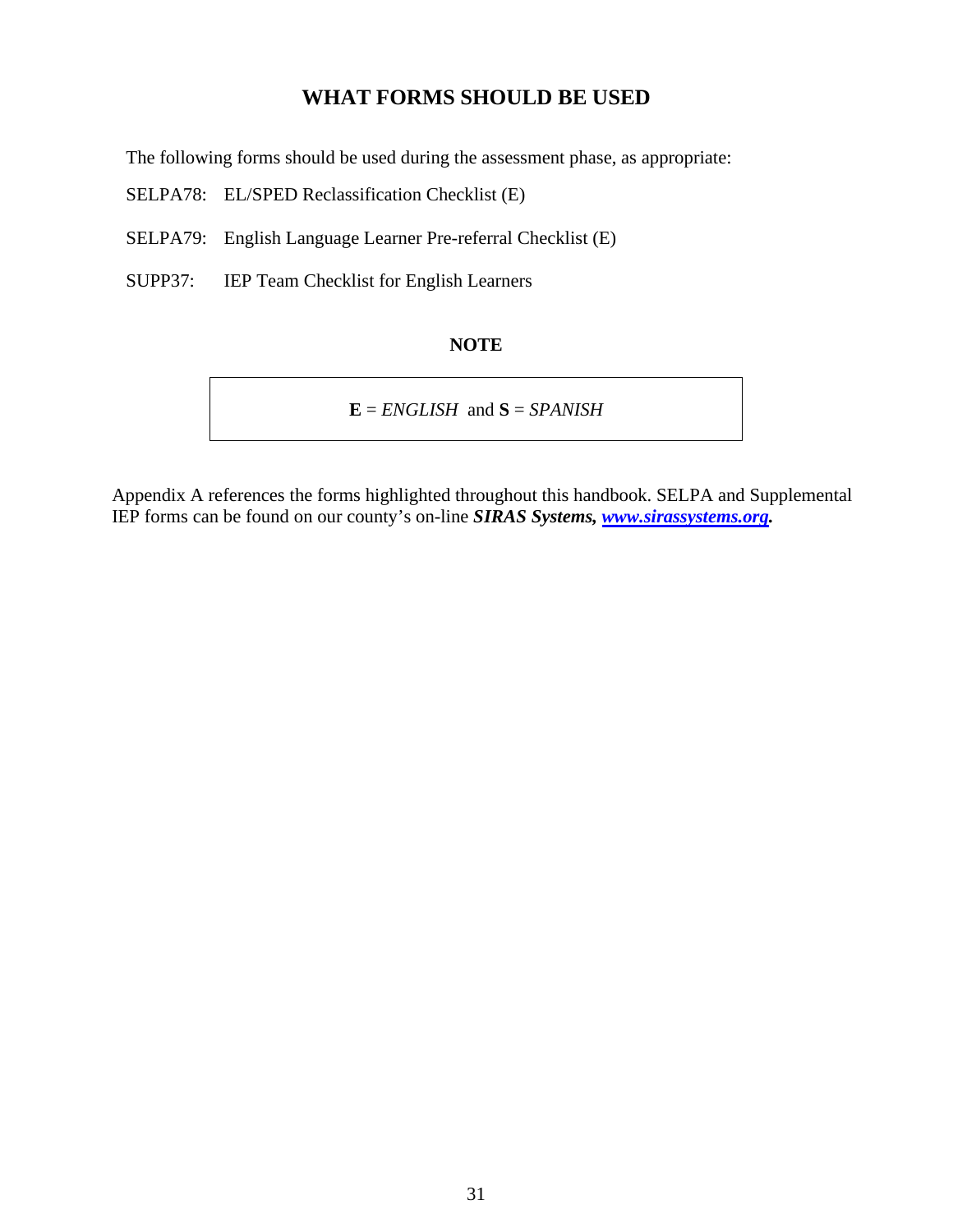## WHAT FORMS SHOULD BE USED

The following forms should be used during the assessment phase, as appropriate:

SELPA78: EL/SPED Reclassification Checklist (E)

SELPA79: English Language Learner Pre-referral Checklist (E)

SUPP37: IEP Team Checklist for English Learners

**NOTE**

| |
|---|
| **E** = *ENGLISH* and **S** = *SPANISH* |

Appendix A references the forms highlighted throughout this handbook. SELPA and Supplemental IEP forms can be found on our county's on-line ***SIRAS Systems, [www.sirassystems.org](http://www.sirassystems.org).***